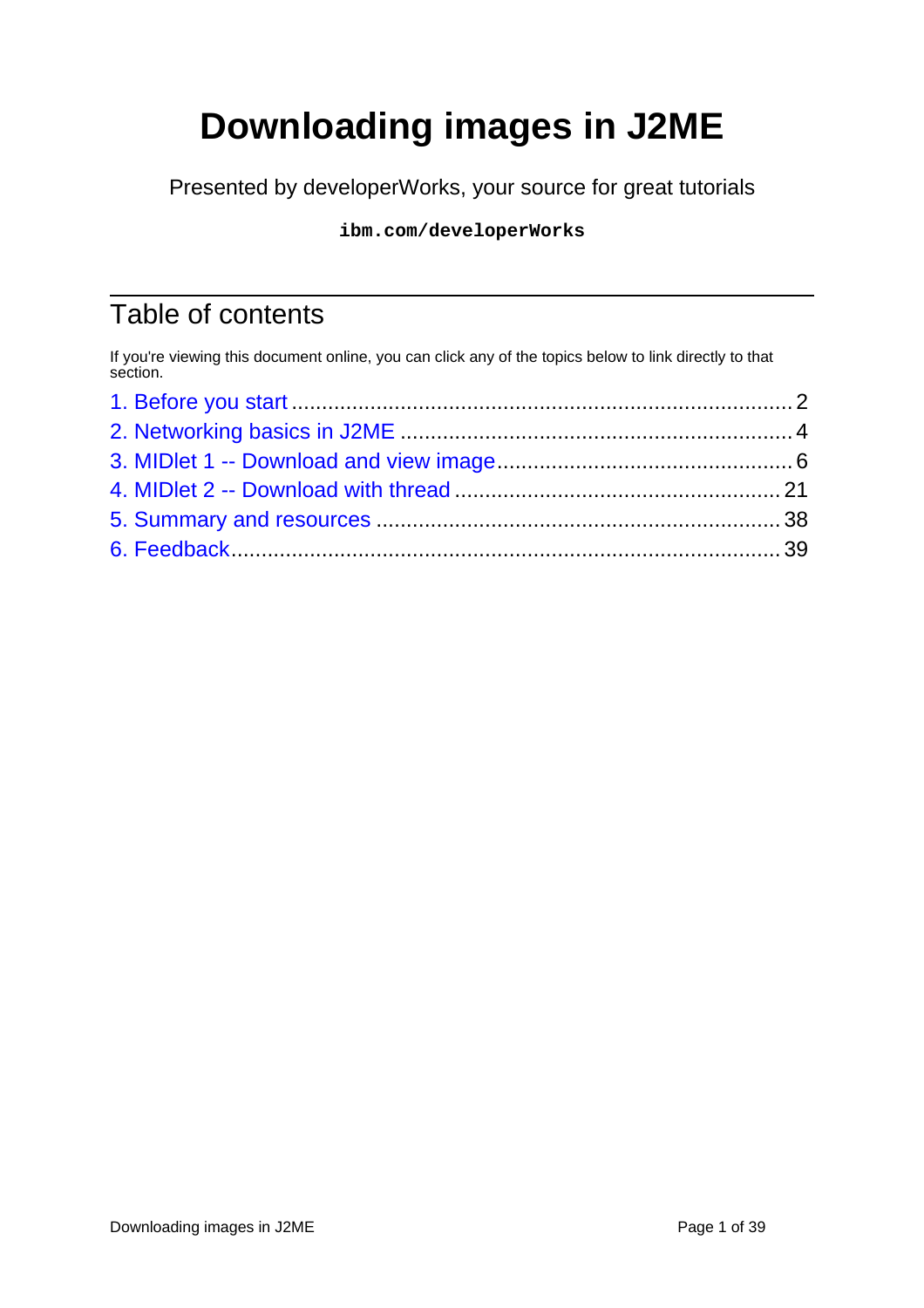# Downloading images in J2ME

Presented by developerWorks, your source for great tutorials

`ibm.com/developerWorks`

## Table of contents

If you're viewing this document online, you can click any of the topics below to link directly to that section.

1. Before you start ........ 2
2. Networking basics in J2ME ........ 4
3. MIDlet 1 -- Download and view image ........ 6
4. MIDlet 2 -- Download with thread ........ 21
5. Summary and resources ........ 38
6. Feedback ........ 39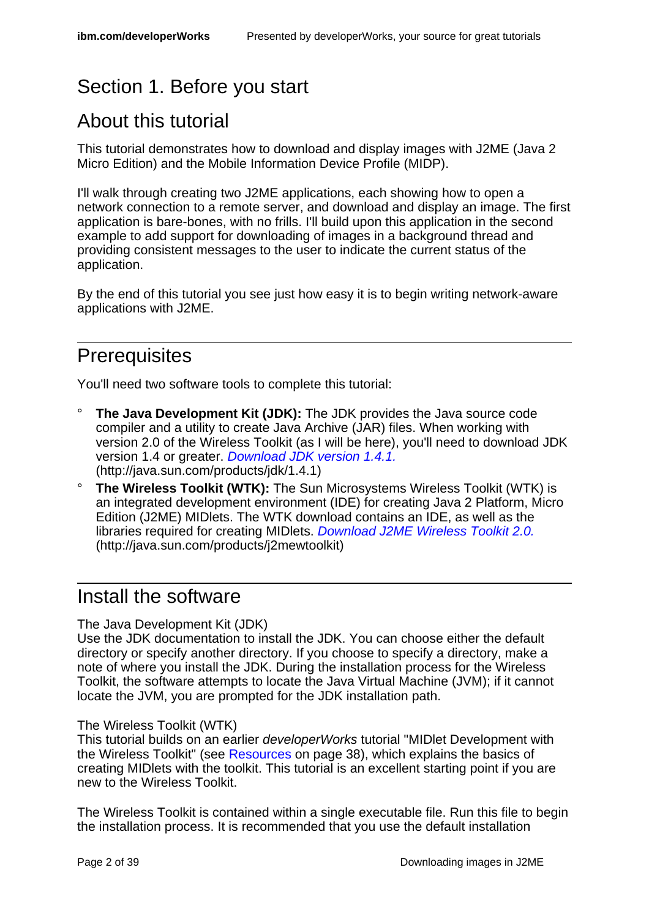# Section 1. Before you start

## About this tutorial

This tutorial demonstrates how to download and display images with J2ME (Java 2 Micro Edition) and the Mobile Information Device Profile (MIDP).

I'll walk through creating two J2ME applications, each showing how to open a network connection to a remote server, and download and display an image. The first application is bare-bones, with no frills. I'll build upon this application in the second example to add support for downloading of images in a background thread and providing consistent messages to the user to indicate the current status of the application.

By the end of this tutorial you see just how easy it is to begin writing network-aware applications with J2ME.

## Prerequisites

You'll need two software tools to complete this tutorial:

- **The Java Development Kit (JDK):** The JDK provides the Java source code compiler and a utility to create Java Archive (JAR) files. When working with version 2.0 of the Wireless Toolkit (as I will be here), you'll need to download JDK version 1.4 or greater. *Download JDK version 1.4.1.* (http://java.sun.com/products/jdk/1.4.1)
- **The Wireless Toolkit (WTK):** The Sun Microsystems Wireless Toolkit (WTK) is an integrated development environment (IDE) for creating Java 2 Platform, Micro Edition (J2ME) MIDlets. The WTK download contains an IDE, as well as the libraries required for creating MIDlets. *Download J2ME Wireless Toolkit 2.0.* (http://java.sun.com/products/j2mewtoolkit)

## Install the software

The Java Development Kit (JDK)
Use the JDK documentation to install the JDK. You can choose either the default directory or specify another directory. If you choose to specify a directory, make a note of where you install the JDK. During the installation process for the Wireless Toolkit, the software attempts to locate the Java Virtual Machine (JVM); if it cannot locate the JVM, you are prompted for the JDK installation path.

The Wireless Toolkit (WTK)
This tutorial builds on an earlier *developerWorks* tutorial "MIDlet Development with the Wireless Toolkit" (see Resources on page 38), which explains the basics of creating MIDlets with the toolkit. This tutorial is an excellent starting point if you are new to the Wireless Toolkit.

The Wireless Toolkit is contained within a single executable file. Run this file to begin the installation process. It is recommended that you use the default installation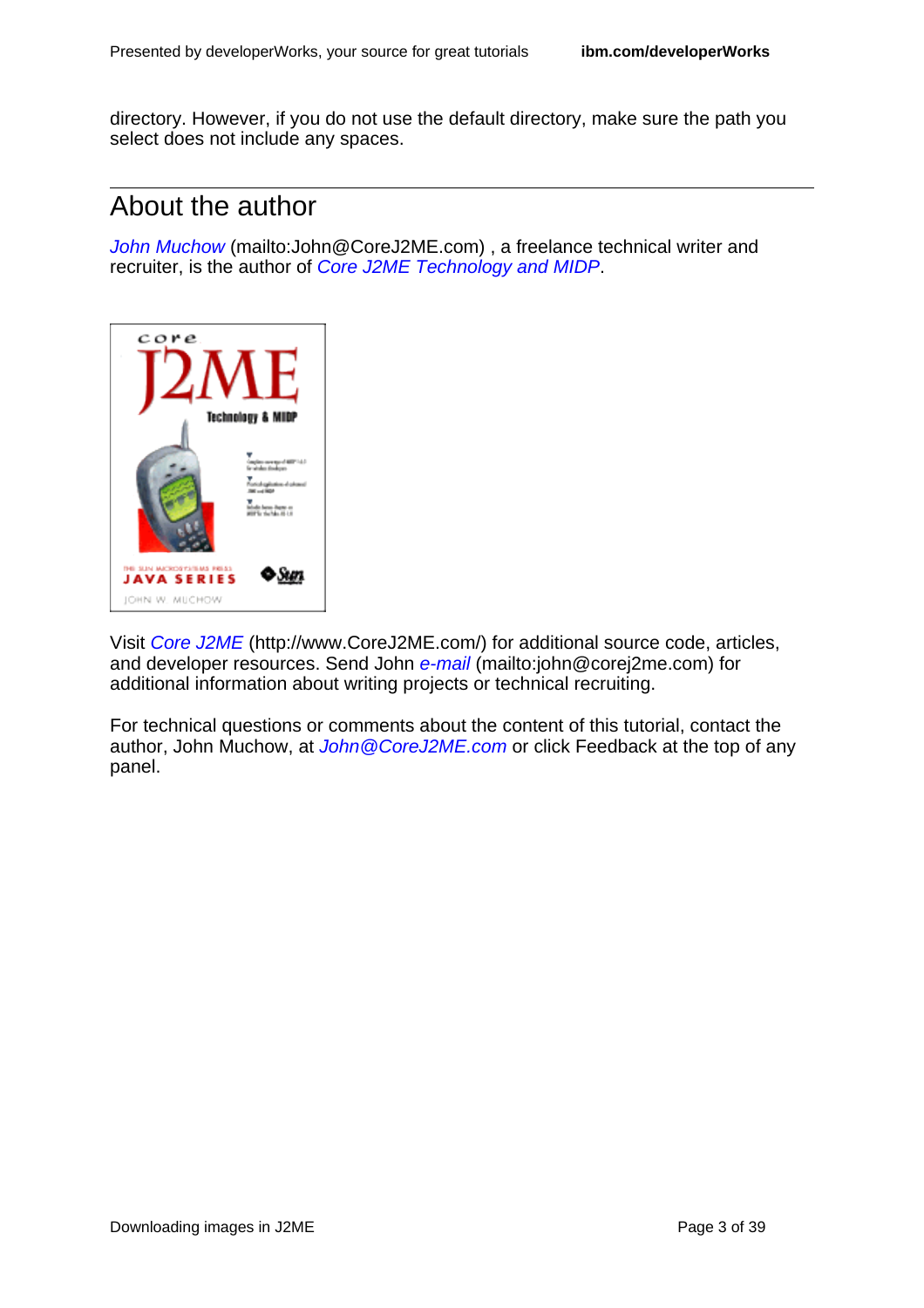directory. However, if you do not use the default directory, make sure the path you select does not include any spaces.

## About the author

*John Muchow* (mailto:John@CoreJ2ME.com) , a freelance technical writer and recruiter, is the author of *Core J2ME Technology and MIDP*.

Visit *Core J2ME* (http://www.CoreJ2ME.com/) for additional source code, articles, and developer resources. Send John *e-mail* (mailto:john@corej2me.com) for additional information about writing projects or technical recruiting.

For technical questions or comments about the content of this tutorial, contact the author, John Muchow, at *John@CoreJ2ME.com* or click Feedback at the top of any panel.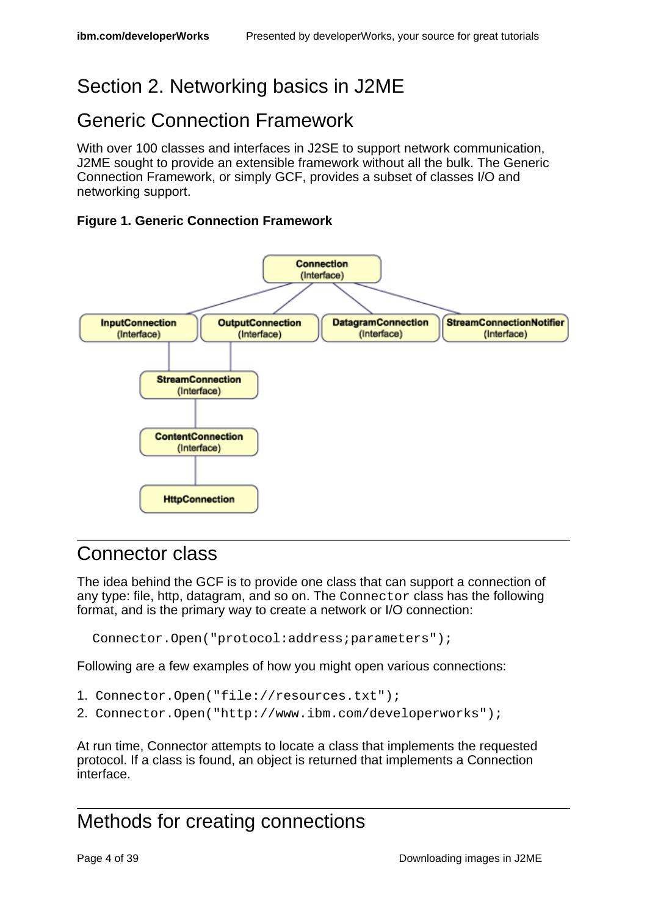# Section 2. Networking basics in J2ME

## Generic Connection Framework

With over 100 classes and interfaces in J2SE to support network communication, J2ME sought to provide an extensible framework without all the bulk. The Generic Connection Framework, or simply GCF, provides a subset of classes I/O and networking support.

**Figure 1. Generic Connection Framework**

## Connector class

The idea behind the GCF is to provide one class that can support a connection of any type: file, http, datagram, and so on. The `Connector` class has the following format, and is the primary way to create a network or I/O connection:

```
Connector.Open("protocol:address;parameters");
```

Following are a few examples of how you might open various connections:

1. `Connector.Open("file://resources.txt");`
2. `Connector.Open("http://www.ibm.com/developerworks");`

At run time, Connector attempts to locate a class that implements the requested protocol. If a class is found, an object is returned that implements a Connection interface.

## Methods for creating connections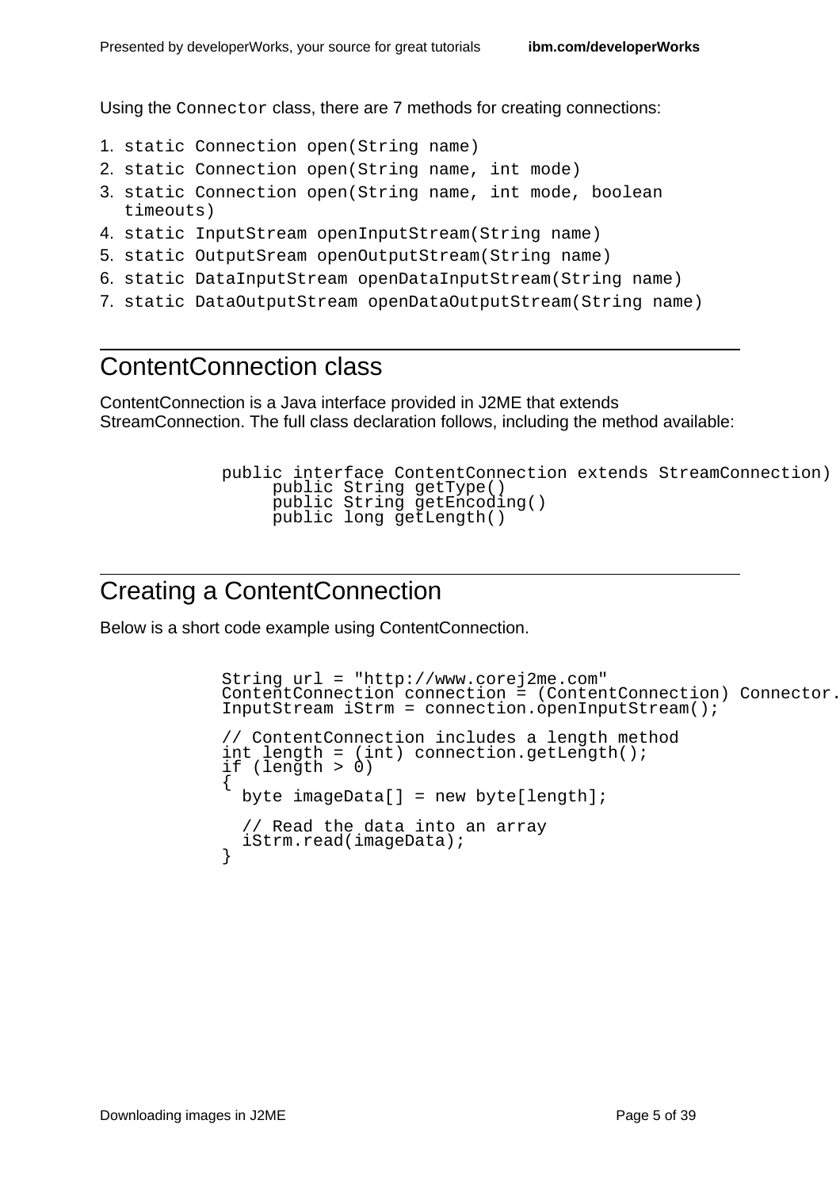Using the `Connector` class, there are 7 methods for creating connections:

1. `static Connection open(String name)`
2. `static Connection open(String name, int mode)`
3. `static Connection open(String name, int mode, boolean timeouts)`
4. `static InputStream openInputStream(String name)`
5. `static OutputSream openOutputStream(String name)`
6. `static DataInputStream openDataInputStream(String name)`
7. `static DataOutputStream openDataOutputStream(String name)`

## ContentConnection class

ContentConnection is a Java interface provided in J2ME that extends StreamConnection. The full class declaration follows, including the method available:

```
public interface ContentConnection extends StreamConnection)
     public String getType()
     public String getEncoding()
     public long getLength()
```

## Creating a ContentConnection

Below is a short code example using ContentConnection.

```
String url = "http://www.corej2me.com"
ContentConnection connection = (ContentConnection) Connector.
InputStream iStrm = connection.openInputStream();

// ContentConnection includes a length method
int length = (int) connection.getLength();
if (length > 0)
{
  byte imageData[] = new byte[length];

  // Read the data into an array
  iStrm.read(imageData);
}
```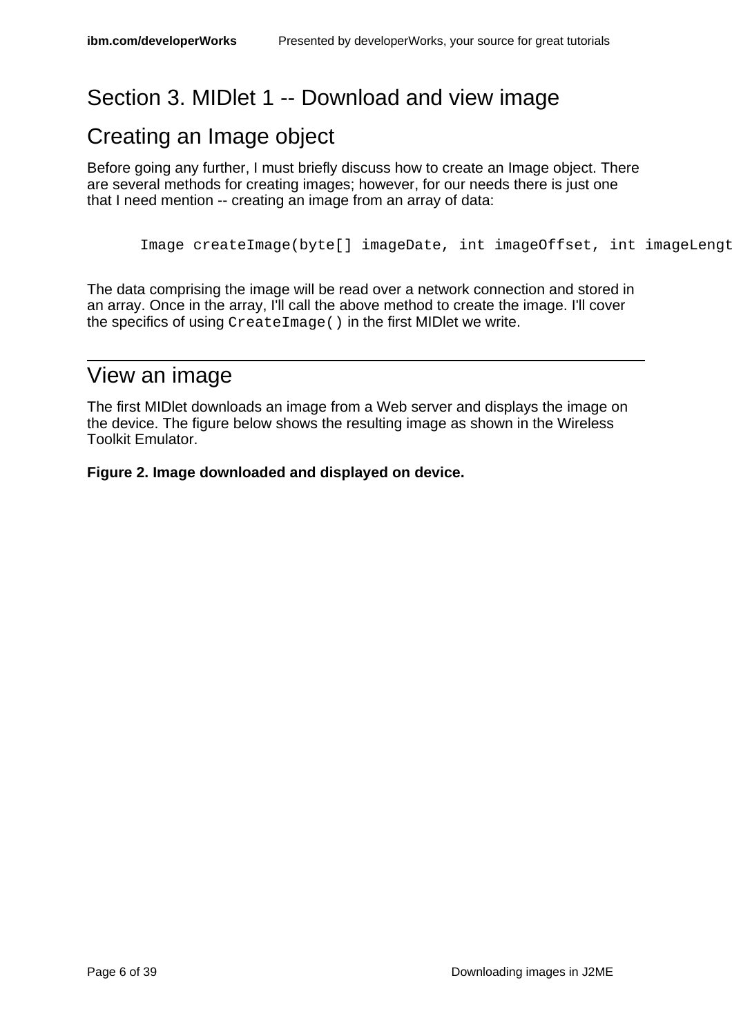# Section 3. MIDlet 1 -- Download and view image

## Creating an Image object

Before going any further, I must briefly discuss how to create an Image object. There are several methods for creating images; however, for our needs there is just one that I need mention -- creating an image from an array of data:

```
Image createImage(byte[] imageDate, int imageOffset, int imageLengt
```

The data comprising the image will be read over a network connection and stored in an array. Once in the array, I'll call the above method to create the image. I'll cover the specifics of using `CreateImage()` in the first MIDlet we write.

## View an image

The first MIDlet downloads an image from a Web server and displays the image on the device. The figure below shows the resulting image as shown in the Wireless Toolkit Emulator.

**Figure 2. Image downloaded and displayed on device.**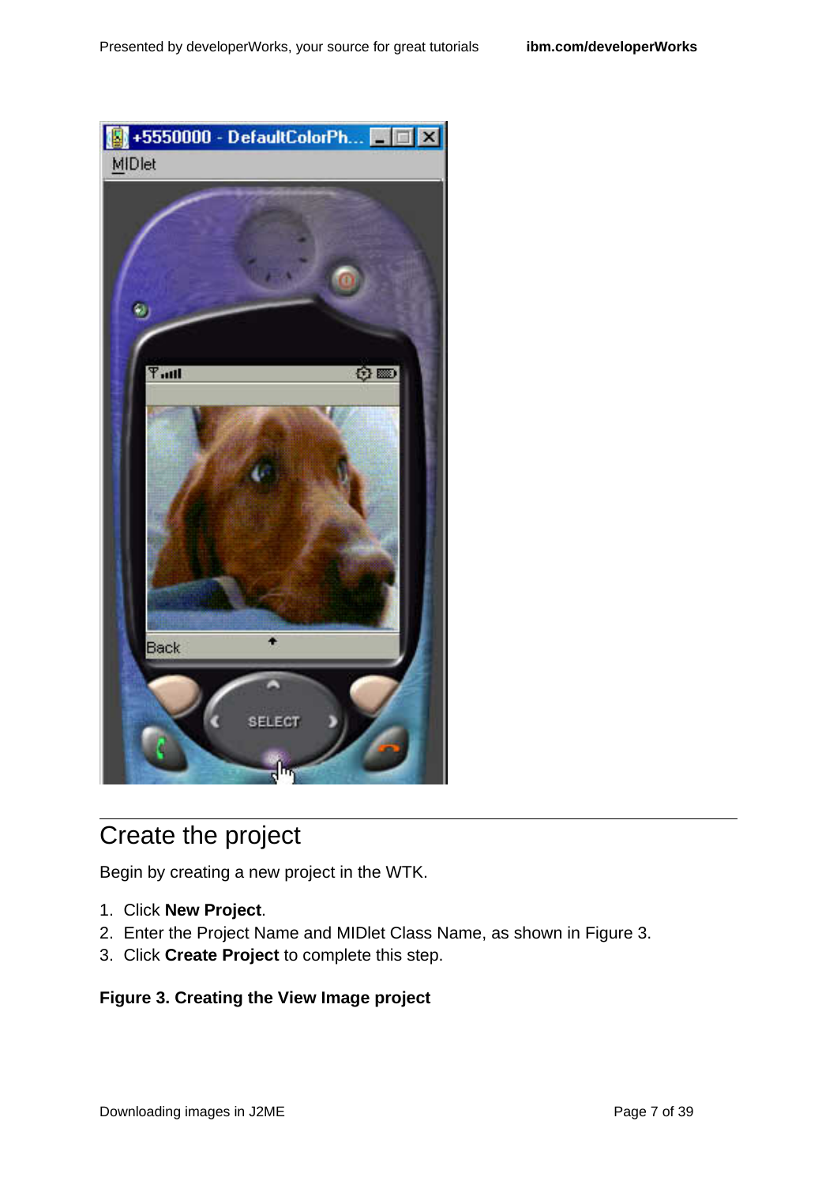## Create the project

Begin by creating a new project in the WTK.

1. Click **New Project**.
2. Enter the Project Name and MIDlet Class Name, as shown in Figure 3.
3. Click **Create Project** to complete this step.

**Figure 3. Creating the View Image project**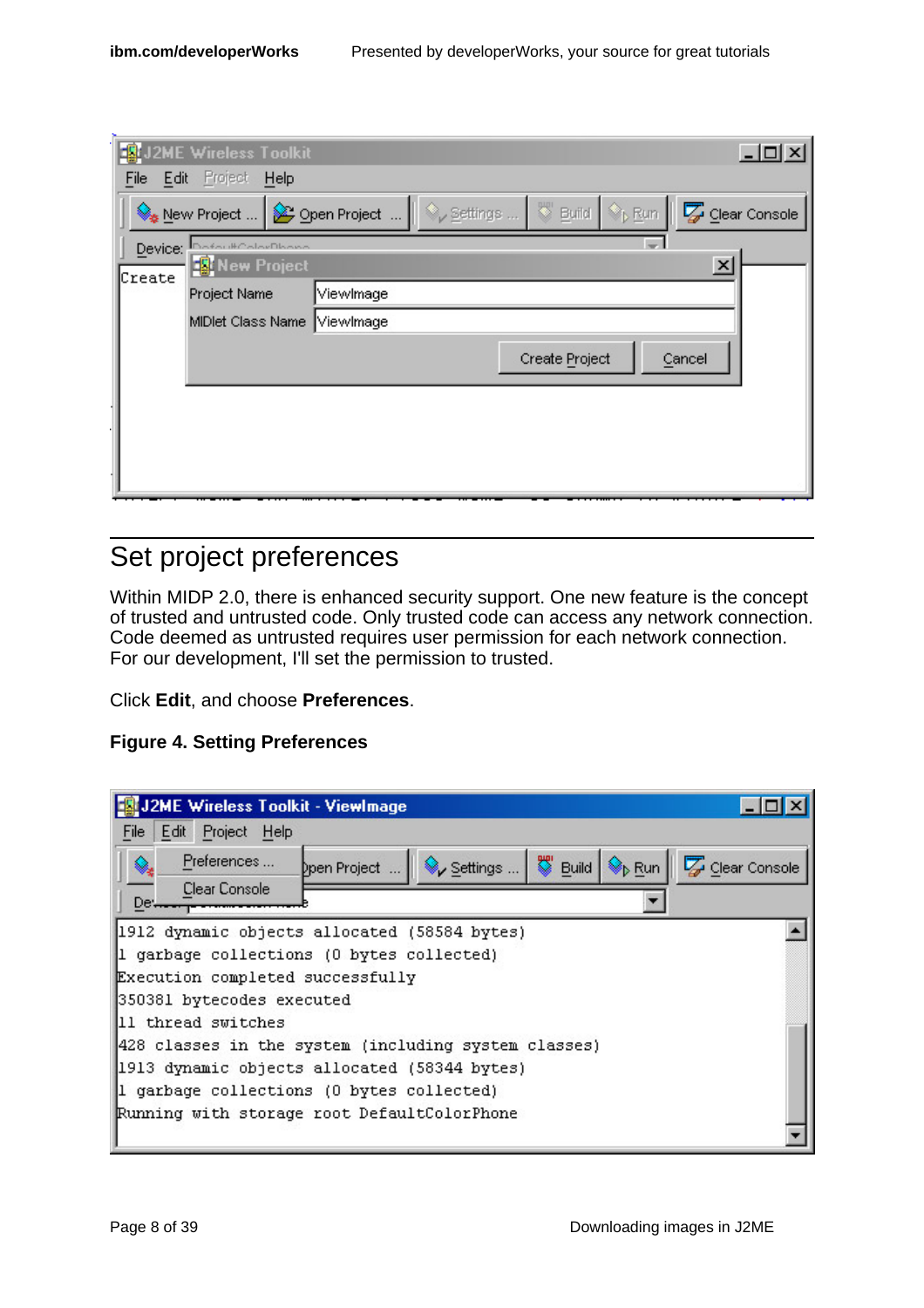## Set project preferences

Within MIDP 2.0, there is enhanced security support. One new feature is the concept of trusted and untrusted code. Only trusted code can access any network connection. Code deemed as untrusted requires user permission for each network connection. For our development, I'll set the permission to trusted.

Click **Edit**, and choose **Preferences**.

**Figure 4. Setting Preferences**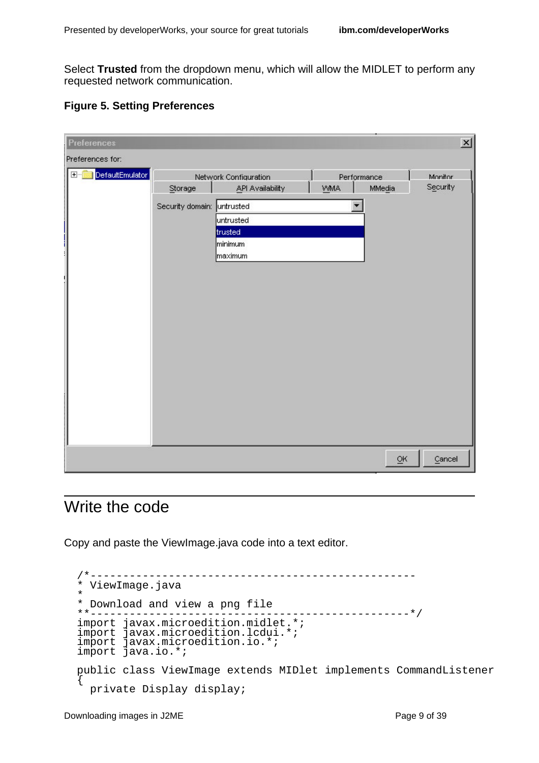Select **Trusted** from the dropdown menu, which will allow the MIDLET to perform any requested network communication.

**Figure 5. Setting Preferences**

## Write the code

Copy and paste the ViewImage.java code into a text editor.

```
/*--------------------------------------------------
 * ViewImage.java
 *
 * Download and view a png file
 **-------------------------------------------------*/
import javax.microedition.midlet.*;
import javax.microedition.lcdui.*;
import javax.microedition.io.*;
import java.io.*;

public class ViewImage extends MIDlet implements CommandListener
{
  private Display display;
```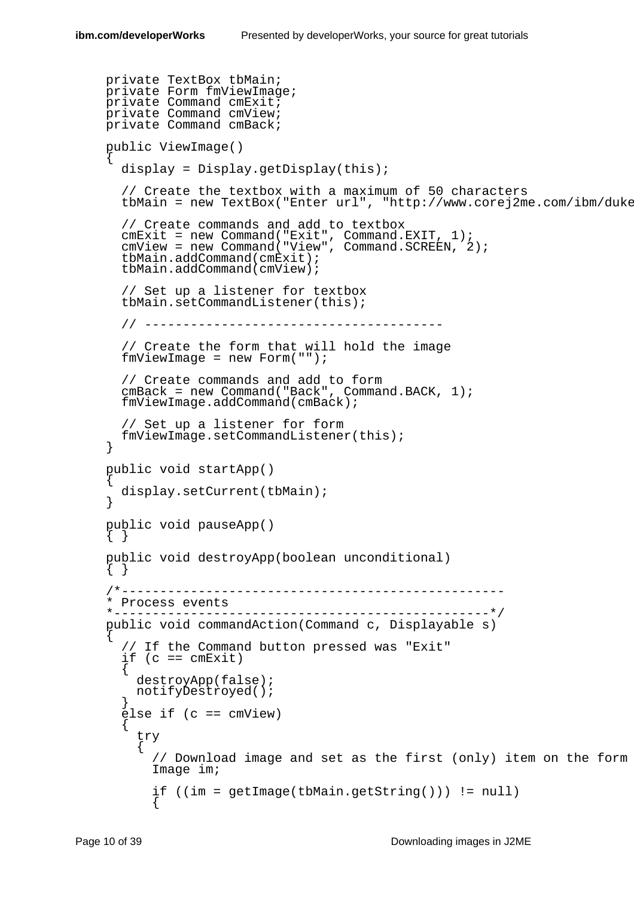```
private TextBox tbMain;
private Form fmViewImage;
private Command cmExit;
private Command cmView;
private Command cmBack;

public ViewImage()
{
  display = Display.getDisplay(this);

  // Create the textbox with a maximum of 50 characters
  tbMain = new TextBox("Enter url", "http://www.corej2me.com/ibm/duke

  // Create commands and add to textbox
  cmExit = new Command("Exit", Command.EXIT, 1);
  cmView = new Command("View", Command.SCREEN, 2);
  tbMain.addCommand(cmExit);
  tbMain.addCommand(cmView);

  // Set up a listener for textbox
  tbMain.setCommandListener(this);

  // -------------------------------------

  // Create the form that will hold the image
  fmViewImage = new Form("");

  // Create commands and add to form
  cmBack = new Command("Back", Command.BACK, 1);
  fmViewImage.addCommand(cmBack);

  // Set up a listener for form
  fmViewImage.setCommandListener(this);
}

public void startApp()
{
  display.setCurrent(tbMain);
}

public void pauseApp()
{ }

public void destroyApp(boolean unconditional)
{ }

/*--------------------------------------------------
* Process events
*-------------------------------------------------*/
public void commandAction(Command c, Displayable s)
{
  // If the Command button pressed was "Exit"
  if (c == cmExit)
  {
    destroyApp(false);
    notifyDestroyed();
  }
  else if (c == cmView)
  {
    try
    {
      // Download image and set as the first (only) item on the form
      Image im;

      if ((im = getImage(tbMain.getString())) != null)
      {
```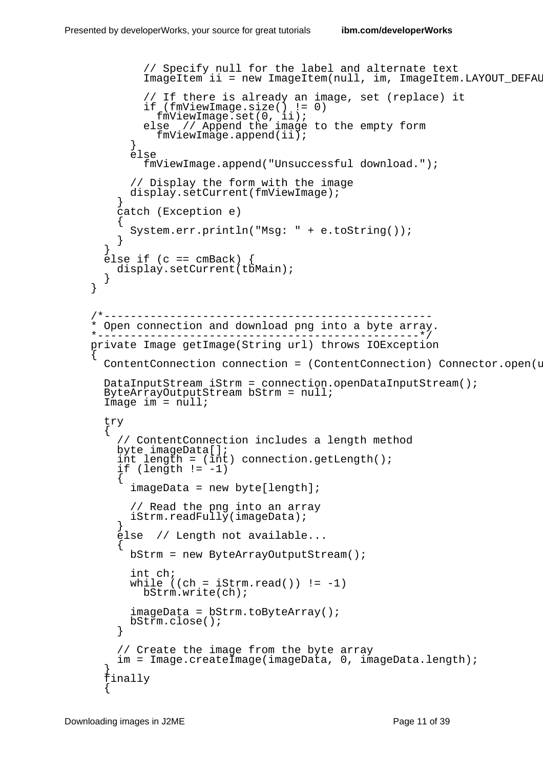```
        // Specify null for the label and alternate text
        ImageItem ii = new ImageItem(null, im, ImageItem.LAYOUT_DEFAU

        // If there is already an image, set (replace) it
        if (fmViewImage.size() != 0)
          fmViewImage.set(0, ii);
        else  // Append the image to the empty form
          fmViewImage.append(ii);
      }
      else
        fmViewImage.append("Unsuccessful download.");

      // Display the form with the image
      display.setCurrent(fmViewImage);
    }
    catch (Exception e)
    {
      System.err.println("Msg: " + e.toString());
    }
  }
  else if (c == cmBack) {
    display.setCurrent(tbMain);
  }
}


/*--------------------------------------------------
* Open connection and download png into a byte array.
*-------------------------------------------------*/
private Image getImage(String url) throws IOException
{
  ContentConnection connection = (ContentConnection) Connector.open(u

  DataInputStream iStrm = connection.openDataInputStream();
  ByteArrayOutputStream bStrm = null;
  Image im = null;

  try
  {
    // ContentConnection includes a length method
    byte imageData[];
    int length = (int) connection.getLength();
    if (length != -1)
    {
      imageData = new byte[length];

      // Read the png into an array
      iStrm.readFully(imageData);
    }
    else  // Length not available...
    {
      bStrm = new ByteArrayOutputStream();

      int ch;
      while ((ch = iStrm.read()) != -1)
        bStrm.write(ch);

      imageData = bStrm.toByteArray();
      bStrm.close();
    }

    // Create the image from the byte array
    im = Image.createImage(imageData, 0, imageData.length);
  }
  finally
  {
```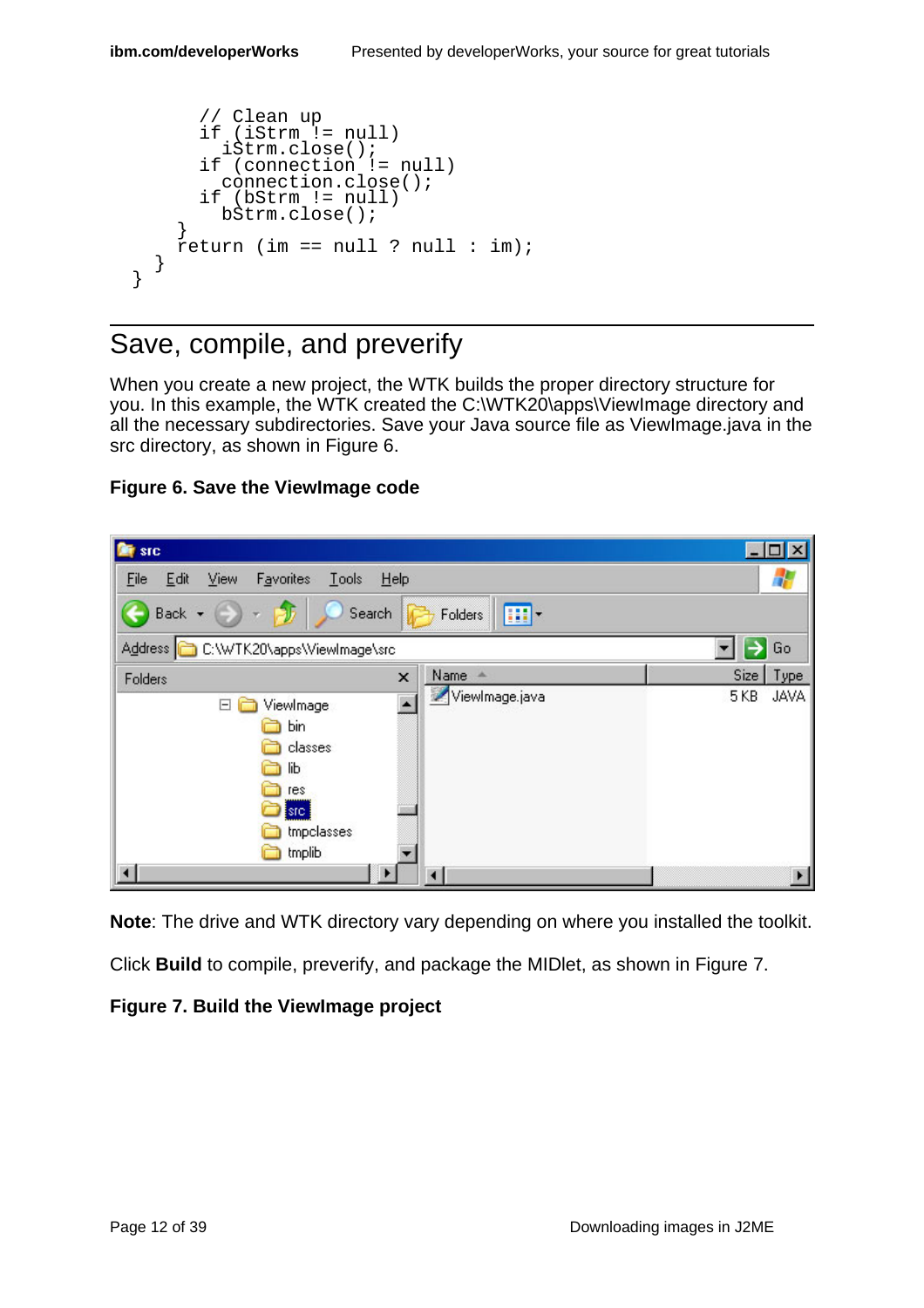```
            // Clean up
            if (iStrm != null)
              iStrm.close();
            if (connection != null)
              connection.close();
            if (bStrm != null)
              bStrm.close();
          }
          return (im == null ? null : im);
        }
      }
```

## Save, compile, and preverify

When you create a new project, the WTK builds the proper directory structure for you. In this example, the WTK created the C:\WTK20\apps\ViewImage directory and all the necessary subdirectories. Save your Java source file as ViewImage.java in the src directory, as shown in Figure 6.

**Figure 6. Save the ViewImage code**

**Note**: The drive and WTK directory vary depending on where you installed the toolkit.

Click **Build** to compile, preverify, and package the MIDlet, as shown in Figure 7.

**Figure 7. Build the ViewImage project**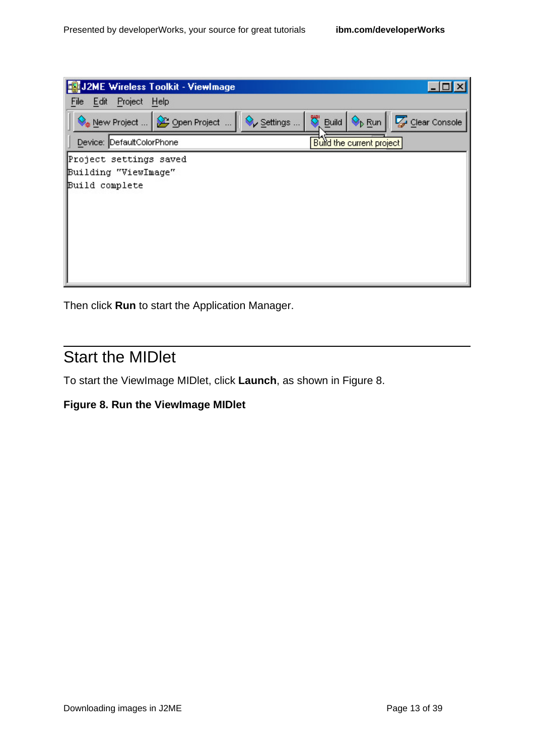Then click **Run** to start the Application Manager.

## Start the MIDlet

To start the ViewImage MIDlet, click **Launch**, as shown in Figure 8.

**Figure 8. Run the ViewImage MIDlet**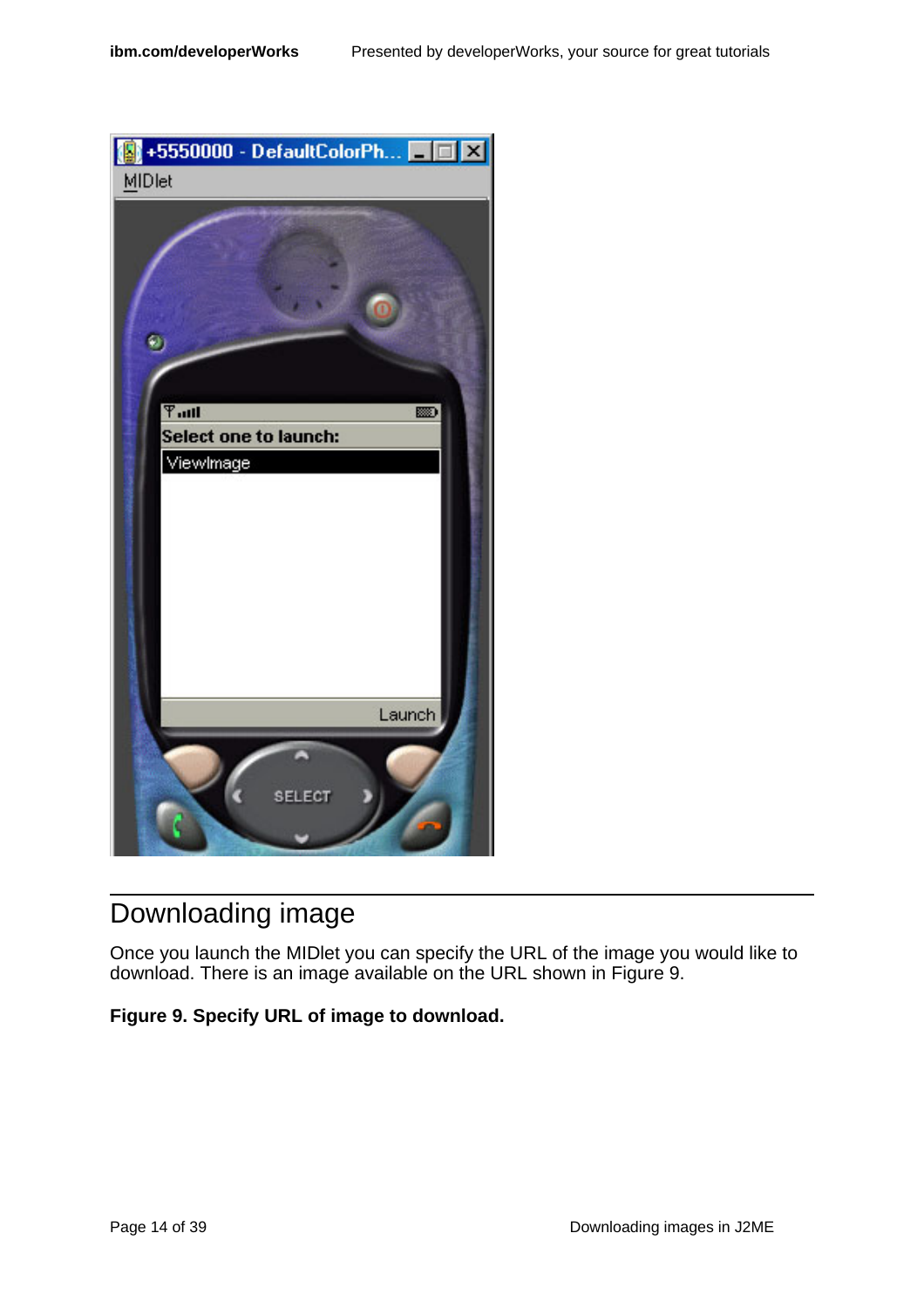## Downloading image

Once you launch the MIDlet you can specify the URL of the image you would like to download. There is an image available on the URL shown in Figure 9.

**Figure 9. Specify URL of image to download.**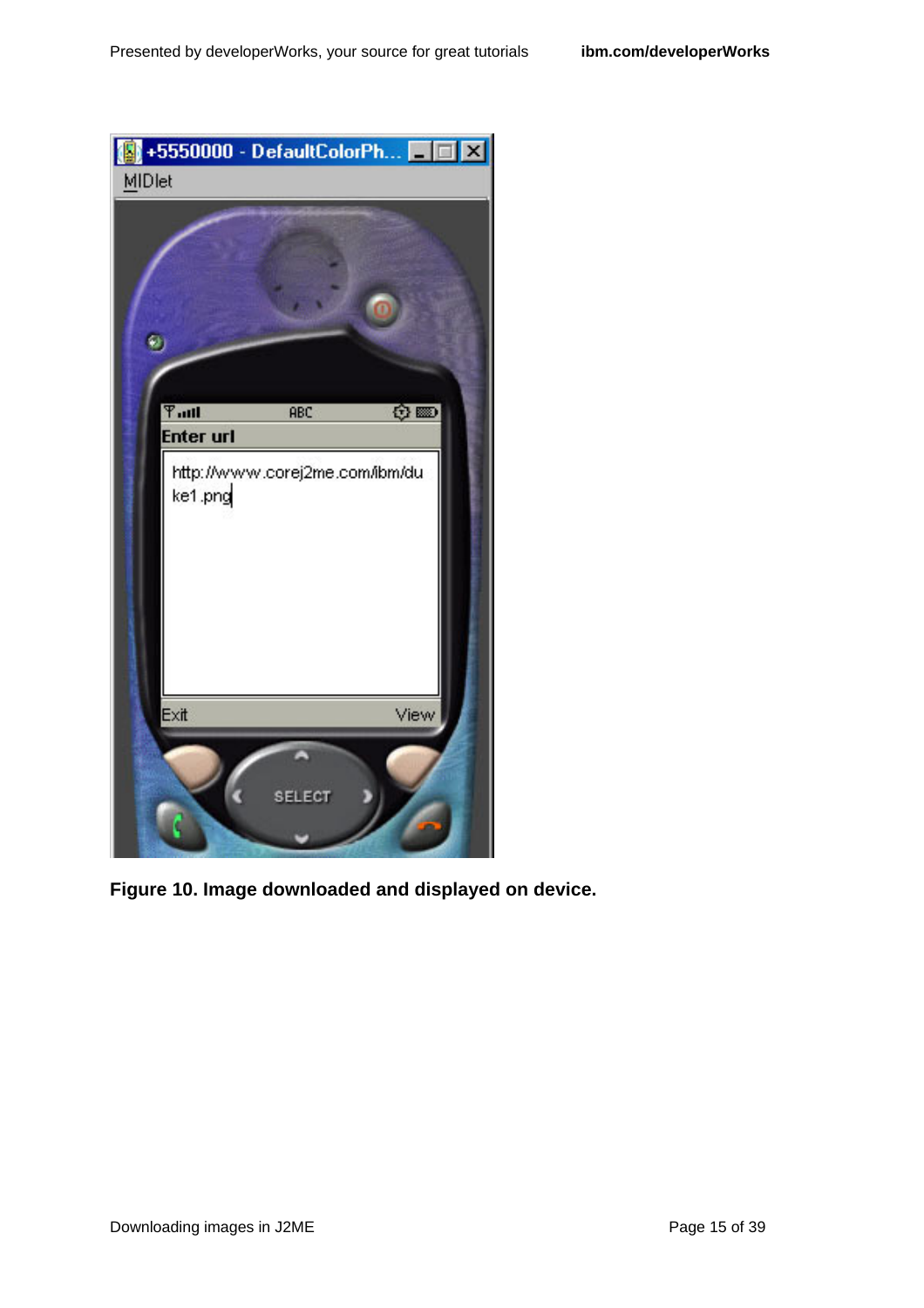**Figure 10. Image downloaded and displayed on device.**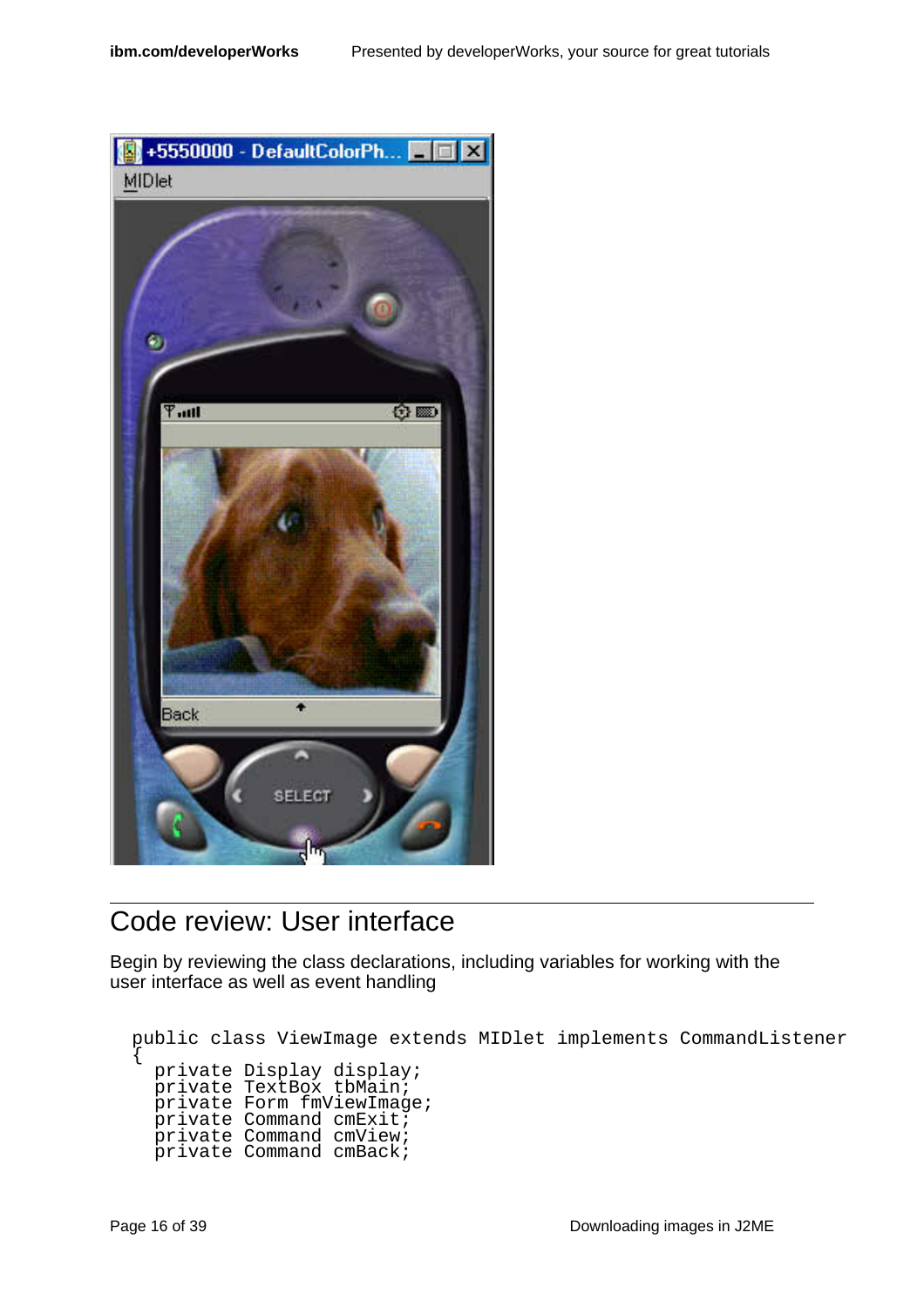## Code review: User interface

Begin by reviewing the class declarations, including variables for working with the user interface as well as event handling

```
public class ViewImage extends MIDlet implements CommandListener
{
  private Display display;
  private TextBox tbMain;
  private Form fmViewImage;
  private Command cmExit;
  private Command cmView;
  private Command cmBack;
```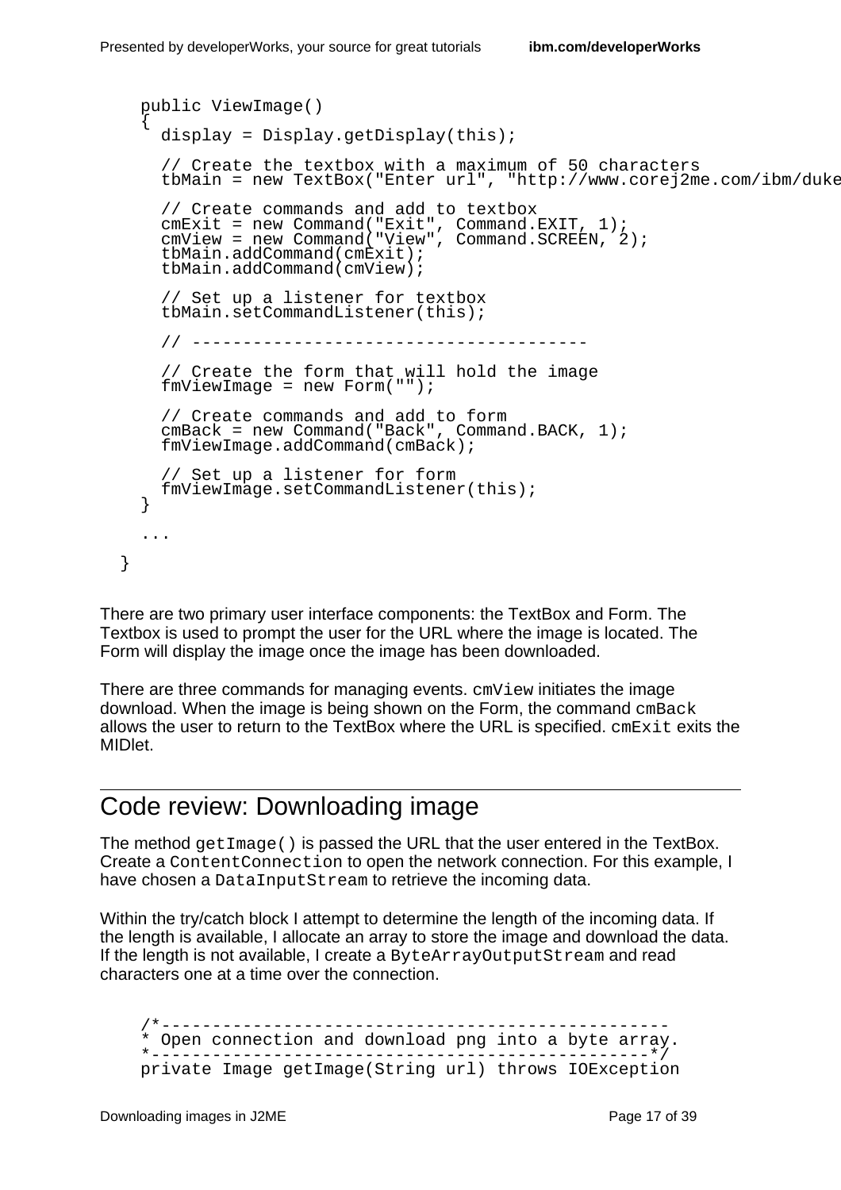```
public ViewImage()
{
  display = Display.getDisplay(this);

  // Create the textbox with a maximum of 50 characters
  tbMain = new TextBox("Enter url", "http://www.corej2me.com/ibm/duke

  // Create commands and add to textbox
  cmExit = new Command("Exit", Command.EXIT, 1);
  cmView = new Command("View", Command.SCREEN, 2);
  tbMain.addCommand(cmExit);
  tbMain.addCommand(cmView);

  // Set up a listener for textbox
  tbMain.setCommandListener(this);

  // --------------------------------------

  // Create the form that will hold the image
  fmViewImage = new Form("");

  // Create commands and add to form
  cmBack = new Command("Back", Command.BACK, 1);
  fmViewImage.addCommand(cmBack);

  // Set up a listener for form
  fmViewImage.setCommandListener(this);
}

...

}
```

There are two primary user interface components: the TextBox and Form. The Textbox is used to prompt the user for the URL where the image is located. The Form will display the image once the image has been downloaded.

There are three commands for managing events. `cmView` initiates the image download. When the image is being shown on the Form, the command `cmBack` allows the user to return to the TextBox where the URL is specified. `cmExit` exits the MIDlet.

## Code review: Downloading image

The method `getImage()` is passed the URL that the user entered in the TextBox. Create a `ContentConnection` to open the network connection. For this example, I have chosen a `DataInputStream` to retrieve the incoming data.

Within the try/catch block I attempt to determine the length of the incoming data. If the length is available, I allocate an array to store the image and download the data. If the length is not available, I create a `ByteArrayOutputStream` and read characters one at a time over the connection.

```
/*--------------------------------------------------
* Open connection and download png into a byte array.
*-------------------------------------------------*/
private Image getImage(String url) throws IOException
```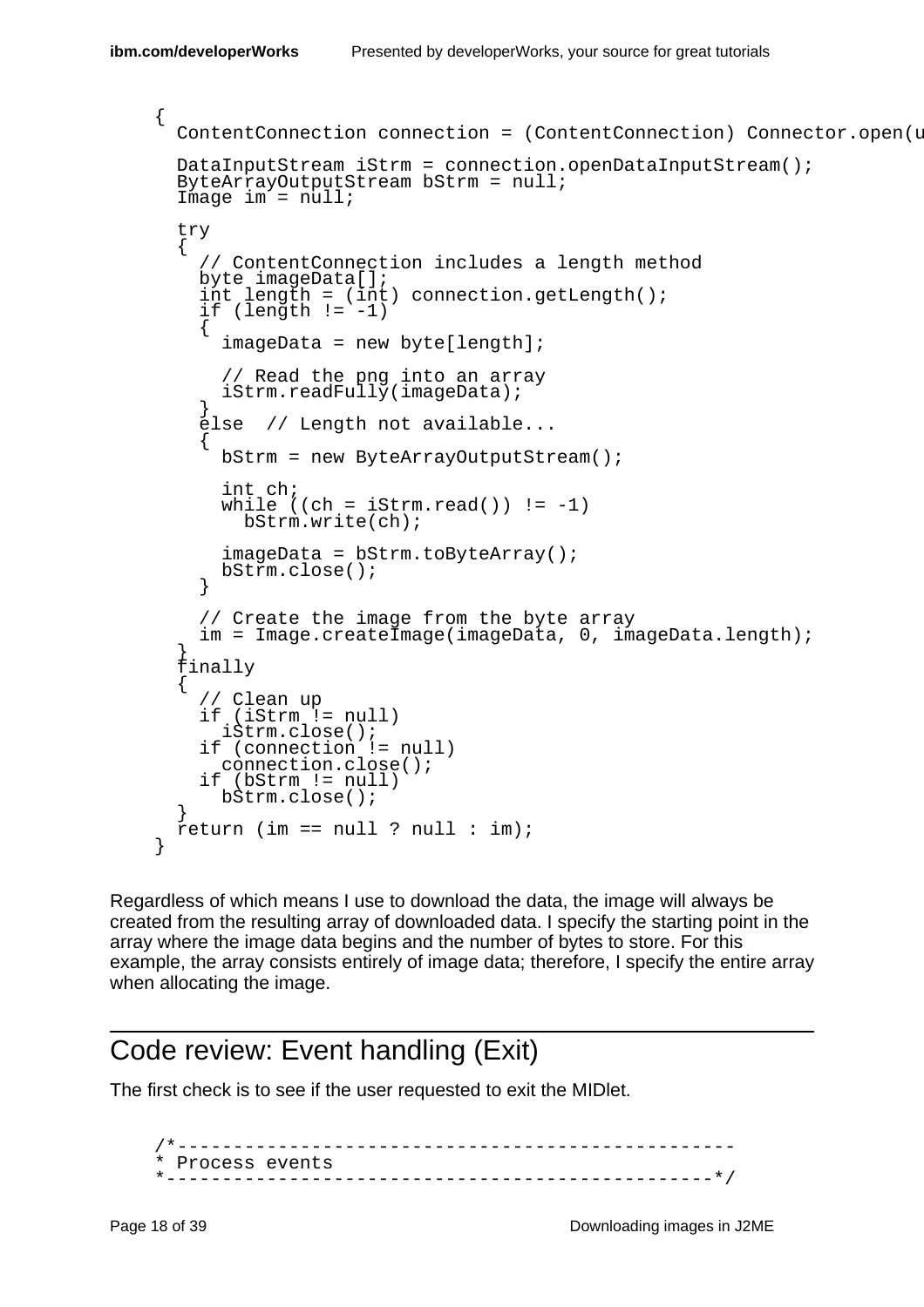```
{
  ContentConnection connection = (ContentConnection) Connector.open(u

  DataInputStream iStrm = connection.openDataInputStream();
  ByteArrayOutputStream bStrm = null;
  Image im = null;

  try
  {
    // ContentConnection includes a length method
    byte imageData[];
    int length = (int) connection.getLength();
    if (length != -1)
    {
      imageData = new byte[length];

      // Read the png into an array
      iStrm.readFully(imageData);
    }
    else  // Length not available...
    {
      bStrm = new ByteArrayOutputStream();

      int ch;
      while ((ch = iStrm.read()) != -1)
        bStrm.write(ch);

      imageData = bStrm.toByteArray();
      bStrm.close();
    }

    // Create the image from the byte array
    im = Image.createImage(imageData, 0, imageData.length);
  }
  finally
  {
    // Clean up
    if (iStrm != null)
      iStrm.close();
    if (connection != null)
      connection.close();
    if (bStrm != null)
      bStrm.close();
  }
  return (im == null ? null : im);
}
```

Regardless of which means I use to download the data, the image will always be created from the resulting array of downloaded data. I specify the starting point in the array where the image data begins and the number of bytes to store. For this example, the array consists entirely of image data; therefore, I specify the entire array when allocating the image.

## Code review: Event handling (Exit)

The first check is to see if the user requested to exit the MIDlet.

```
/*--------------------------------------------------
* Process events
*-------------------------------------------------*/
```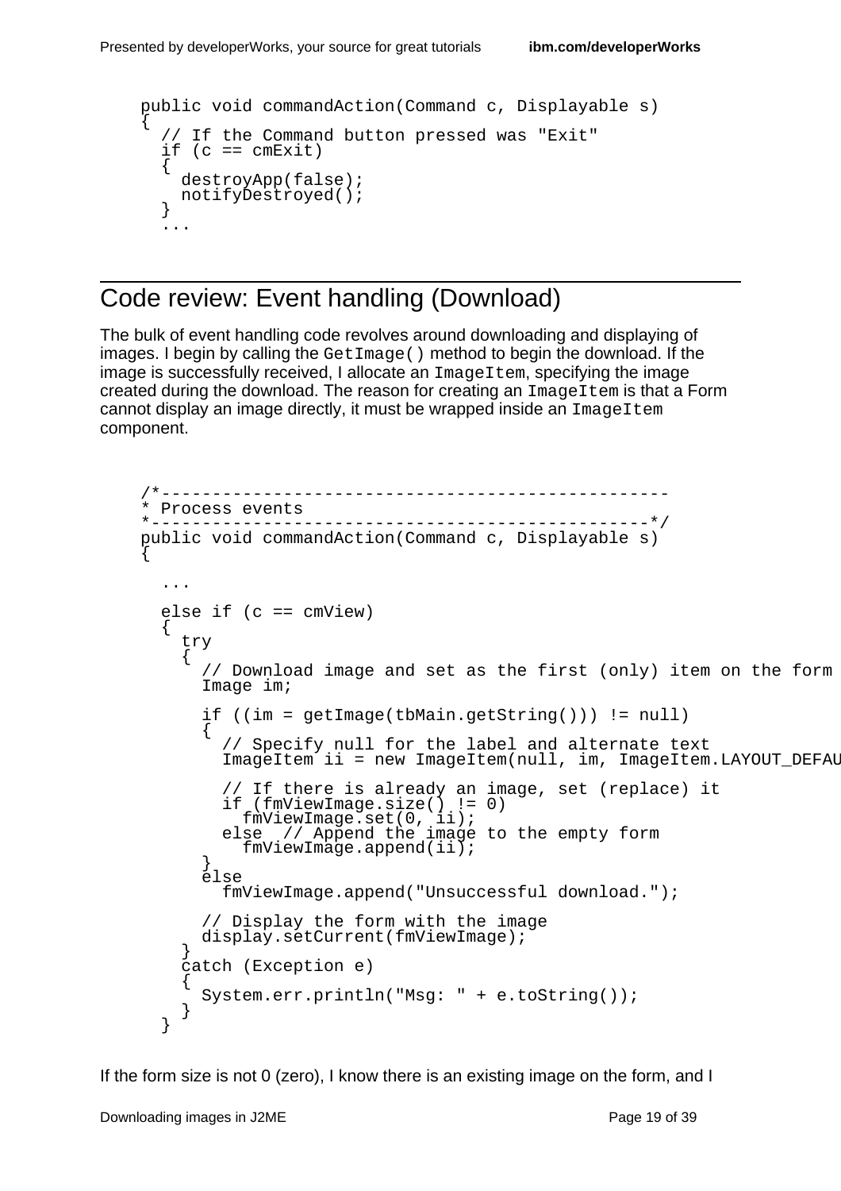```
public void commandAction(Command c, Displayable s)
{
  // If the Command button pressed was "Exit"
  if (c == cmExit)
  {
    destroyApp(false);
    notifyDestroyed();
  }
  ...
```

## Code review: Event handling (Download)

The bulk of event handling code revolves around downloading and displaying of images. I begin by calling the `GetImage()` method to begin the download. If the image is successfully received, I allocate an `ImageItem`, specifying the image created during the download. The reason for creating an `ImageItem` is that a Form cannot display an image directly, it must be wrapped inside an `ImageItem` component.

```
/*--------------------------------------------------
* Process events
*-------------------------------------------------*/
public void commandAction(Command c, Displayable s)
{

  ...

  else if (c == cmView)
  {
    try
    {
      // Download image and set as the first (only) item on the form
      Image im;

      if ((im = getImage(tbMain.getString())) != null)
      {
        // Specify null for the label and alternate text
        ImageItem ii = new ImageItem(null, im, ImageItem.LAYOUT_DEFAU

        // If there is already an image, set (replace) it
        if (fmViewImage.size() != 0)
          fmViewImage.set(0, ii);
        else  // Append the image to the empty form
          fmViewImage.append(ii);
      }
      else
        fmViewImage.append("Unsuccessful download.");

      // Display the form with the image
      display.setCurrent(fmViewImage);
    }
    catch (Exception e)
    {
      System.err.println("Msg: " + e.toString());
    }
  }
```

If the form size is not 0 (zero), I know there is an existing image on the form, and I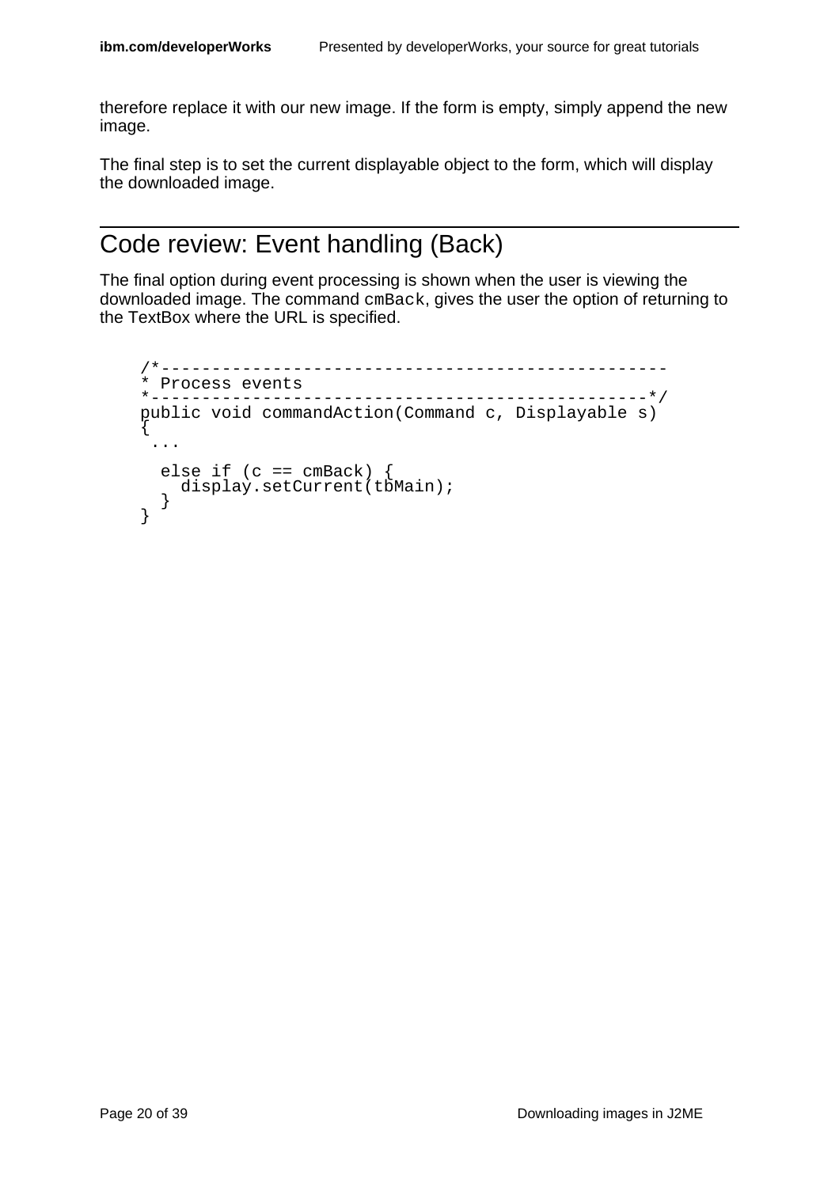therefore replace it with our new image. If the form is empty, simply append the new image.

The final step is to set the current displayable object to the form, which will display the downloaded image.

## Code review: Event handling (Back)

The final option during event processing is shown when the user is viewing the downloaded image. The command `cmBack`, gives the user the option of returning to the TextBox where the URL is specified.

```
/*--------------------------------------------------
* Process events
*-------------------------------------------------*/
public void commandAction(Command c, Displayable s)
{
 ...
  else if (c == cmBack) {
    display.setCurrent(tbMain);
  }
}
```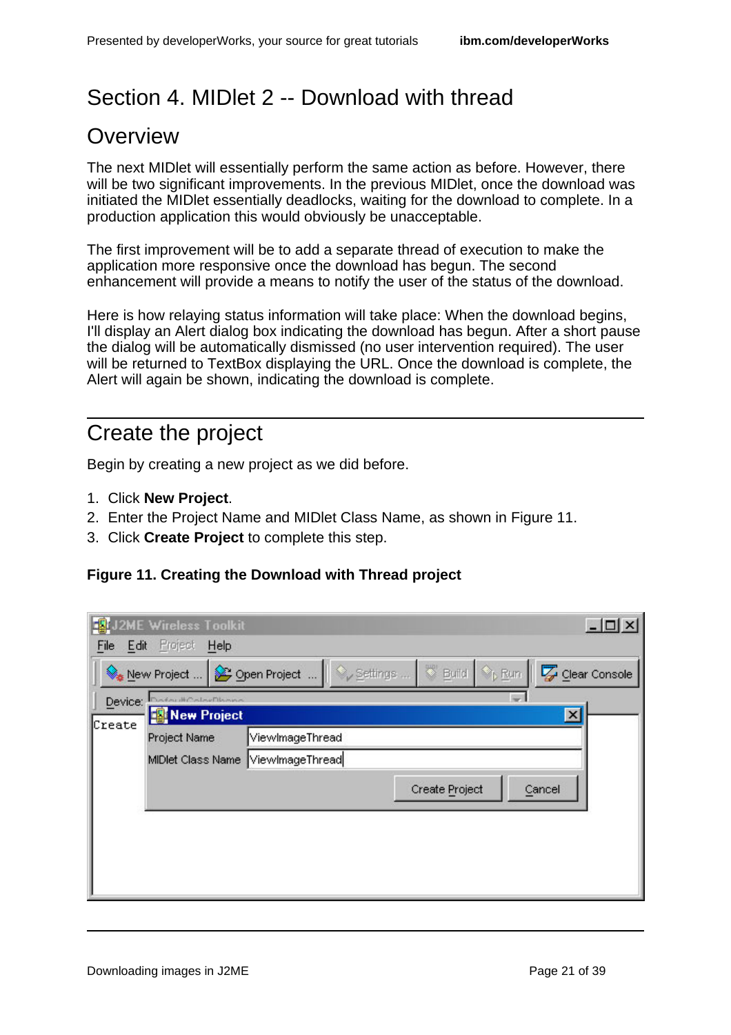# Section 4. MIDlet 2 -- Download with thread

## Overview

The next MIDlet will essentially perform the same action as before. However, there will be two significant improvements. In the previous MIDlet, once the download was initiated the MIDlet essentially deadlocks, waiting for the download to complete. In a production application this would obviously be unacceptable.

The first improvement will be to add a separate thread of execution to make the application more responsive once the download has begun. The second enhancement will provide a means to notify the user of the status of the download.

Here is how relaying status information will take place: When the download begins, I'll display an Alert dialog box indicating the download has begun. After a short pause the dialog will be automatically dismissed (no user intervention required). The user will be returned to TextBox displaying the URL. Once the download is complete, the Alert will again be shown, indicating the download is complete.

## Create the project

Begin by creating a new project as we did before.

1. Click **New Project**.
2. Enter the Project Name and MIDlet Class Name, as shown in Figure 11.
3. Click **Create Project** to complete this step.

**Figure 11. Creating the Download with Thread project**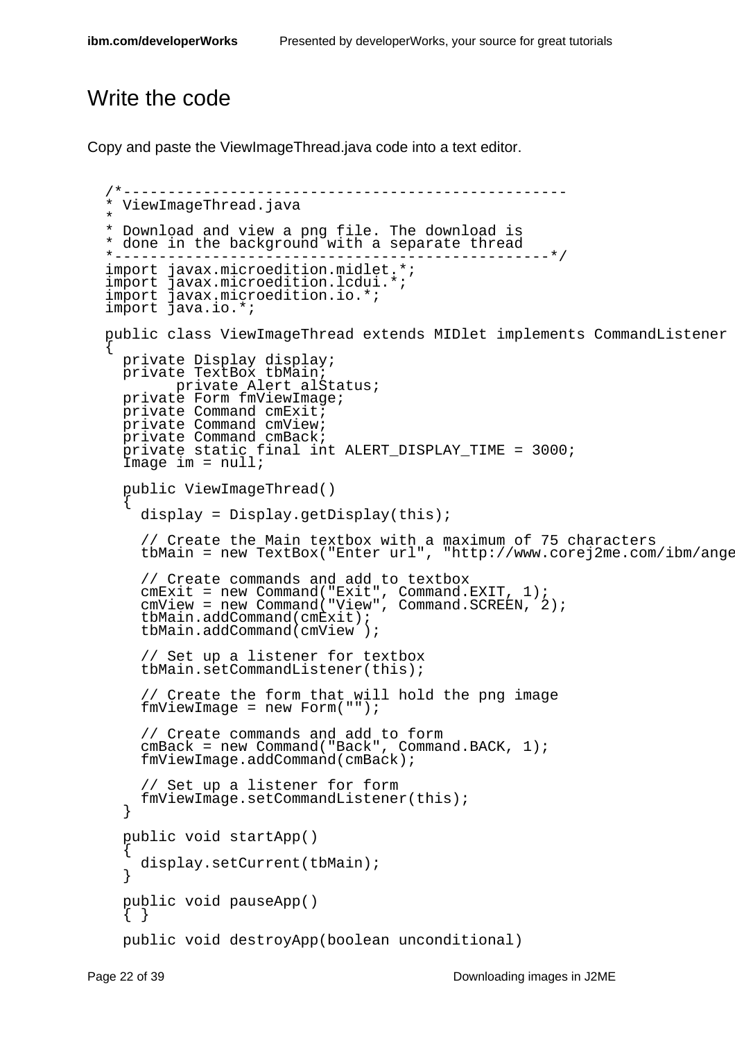# Write the code

Copy and paste the ViewImageThread.java code into a text editor.

```
/*--------------------------------------------------
* ViewImageThread.java
*
* Download and view a png file. The download is
* done in the background with a separate thread
*-------------------------------------------------*/
import javax.microedition.midlet.*;
import javax.microedition.lcdui.*;
import javax.microedition.io.*;
import java.io.*;

public class ViewImageThread extends MIDlet implements CommandListener
{
  private Display display;
  private TextBox tbMain;
        private Alert alStatus;
  private Form fmViewImage;
  private Command cmExit;
  private Command cmView;
  private Command cmBack;
  private static final int ALERT_DISPLAY_TIME = 3000;
  Image im = null;

  public ViewImageThread()
  {
    display = Display.getDisplay(this);

    // Create the Main textbox with a maximum of 75 characters
    tbMain = new TextBox("Enter url", "http://www.corej2me.com/ibm/ange

    // Create commands and add to textbox
    cmExit = new Command("Exit", Command.EXIT, 1);
    cmView = new Command("View", Command.SCREEN, 2);
    tbMain.addCommand(cmExit);
    tbMain.addCommand(cmView );

    // Set up a listener for textbox
    tbMain.setCommandListener(this);

    // Create the form that will hold the png image
    fmViewImage = new Form("");

    // Create commands and add to form
    cmBack = new Command("Back", Command.BACK, 1);
    fmViewImage.addCommand(cmBack);

    // Set up a listener for form
    fmViewImage.setCommandListener(this);
  }

  public void startApp()
  {
    display.setCurrent(tbMain);
  }

  public void pauseApp()
  { }

  public void destroyApp(boolean unconditional)
```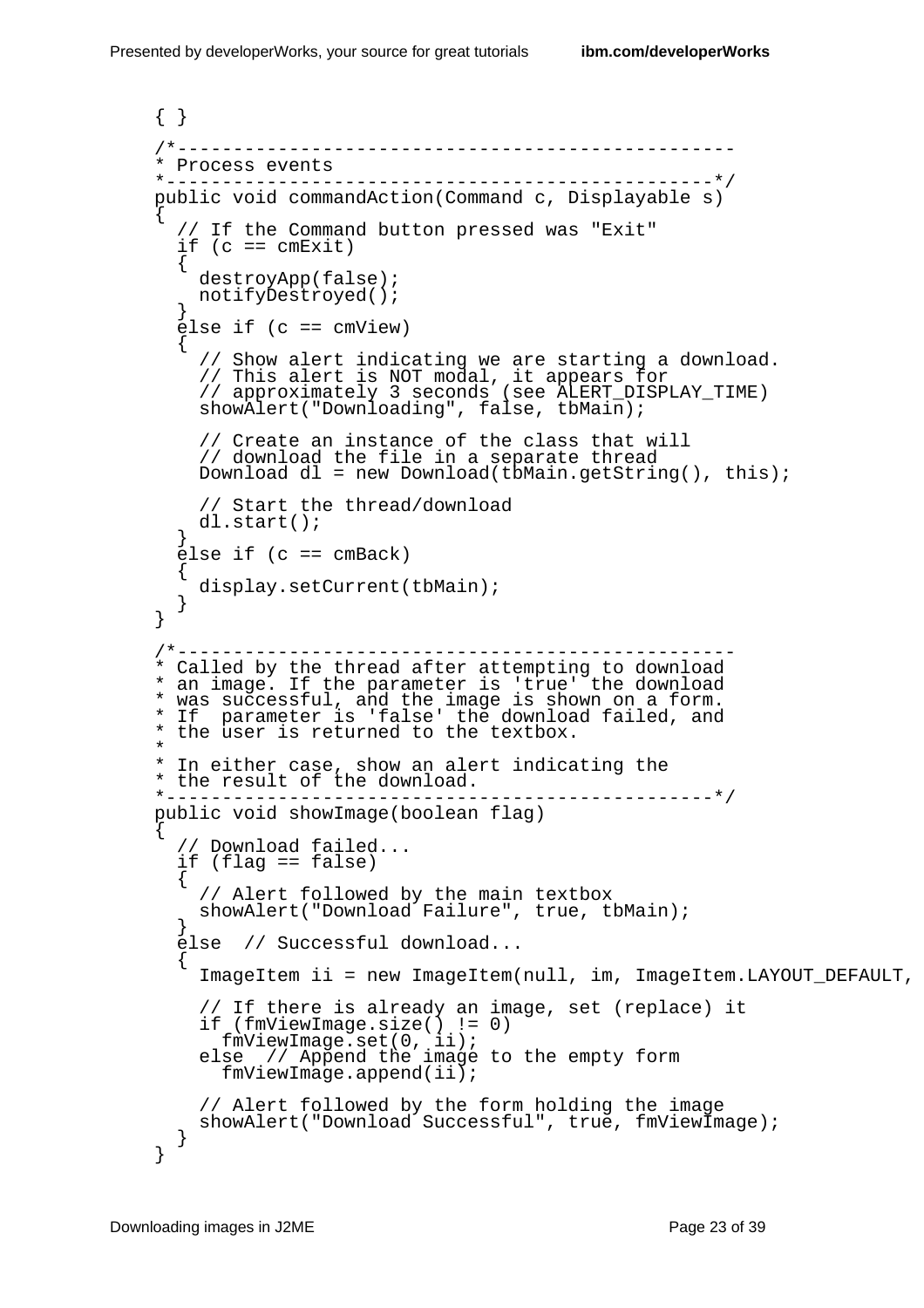```
{ }

/*--------------------------------------------------
* Process events
*-------------------------------------------------*/
public void commandAction(Command c, Displayable s)
{
  // If the Command button pressed was "Exit"
  if (c == cmExit)
  {
    destroyApp(false);
    notifyDestroyed();
  }
  else if (c == cmView)
  {
    // Show alert indicating we are starting a download.
    // This alert is NOT modal, it appears for
    // approximately 3 seconds (see ALERT_DISPLAY_TIME)
    showAlert("Downloading", false, tbMain);

    // Create an instance of the class that will
    // download the file in a separate thread
    Download dl = new Download(tbMain.getString(), this);

    // Start the thread/download
    dl.start();
  }
  else if (c == cmBack)
  {
    display.setCurrent(tbMain);
  }
}

/*--------------------------------------------------
* Called by the thread after attempting to download
* an image. If the parameter is 'true' the download
* was successful, and the image is shown on a form.
* If  parameter is 'false' the download failed, and
* the user is returned to the textbox.
*
* In either case, show an alert indicating the
* the result of the download.
*-------------------------------------------------*/
public void showImage(boolean flag)
{
  // Download failed...
  if (flag == false)
  {
    // Alert followed by the main textbox
    showAlert("Download Failure", true, tbMain);
  }
  else  // Successful download...
  {
    ImageItem ii = new ImageItem(null, im, ImageItem.LAYOUT_DEFAULT,

    // If there is already an image, set (replace) it
    if (fmViewImage.size() != 0)
      fmViewImage.set(0, ii);
    else  // Append the image to the empty form
      fmViewImage.append(ii);

    // Alert followed by the form holding the image
    showAlert("Download Successful", true, fmViewImage);
  }
}
```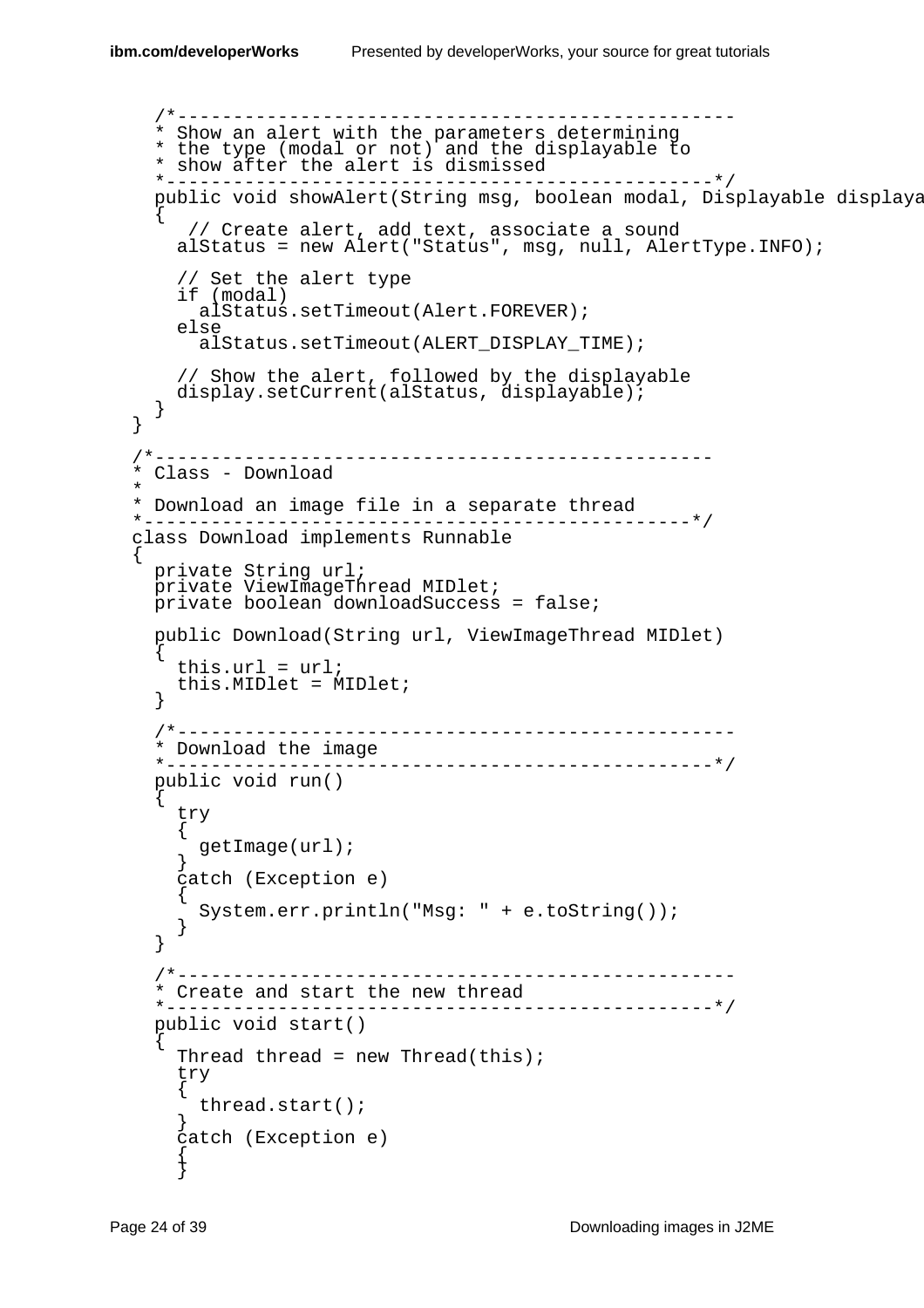```
  /*--------------------------------------------------
  * Show an alert with the parameters determining
  * the type (modal or not) and the displayable to
  * show after the alert is dismissed
  *-------------------------------------------------*/
  public void showAlert(String msg, boolean modal, Displayable displaya
  {
     // Create alert, add text, associate a sound
    alStatus = new Alert("Status", msg, null, AlertType.INFO);

    // Set the alert type
    if (modal)
      alStatus.setTimeout(Alert.FOREVER);
    else
      alStatus.setTimeout(ALERT_DISPLAY_TIME);

    // Show the alert, followed by the displayable
    display.setCurrent(alStatus, displayable);
  }
}

/*--------------------------------------------------
* Class - Download
*
* Download an image file in a separate thread
*-------------------------------------------------*/
class Download implements Runnable
{
  private String url;
  private ViewImageThread MIDlet;
  private boolean downloadSuccess = false;

  public Download(String url, ViewImageThread MIDlet)
  {
    this.url = url;
    this.MIDlet = MIDlet;
  }

  /*--------------------------------------------------
  * Download the image
  *-------------------------------------------------*/
  public void run()
  {
    try
    {
      getImage(url);
    }
    catch (Exception e)
    {
      System.err.println("Msg: " + e.toString());
    }
  }

  /*--------------------------------------------------
  * Create and start the new thread
  *-------------------------------------------------*/
  public void start()
  {
    Thread thread = new Thread(this);
    try
    {
      thread.start();
    }
    catch (Exception e)
    {
    }
```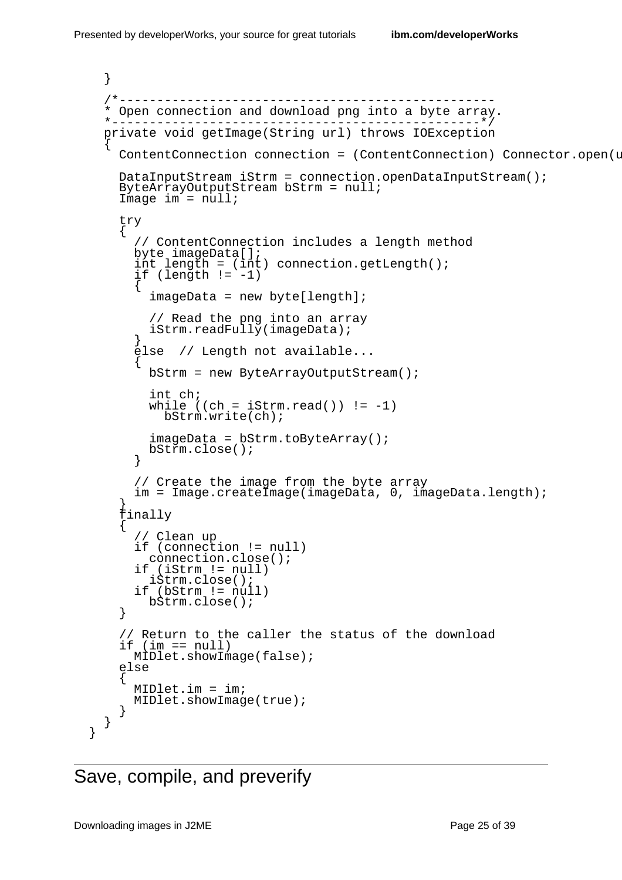```
  }

  /*--------------------------------------------------
  * Open connection and download png into a byte array.
  *-------------------------------------------------*/
  private void getImage(String url) throws IOException
  {
    ContentConnection connection = (ContentConnection) Connector.open(u

    DataInputStream iStrm = connection.openDataInputStream();
    ByteArrayOutputStream bStrm = null;
    Image im = null;

    try
    {
      // ContentConnection includes a length method
      byte imageData[];
      int length = (int) connection.getLength();
      if (length != -1)
      {
        imageData = new byte[length];

        // Read the png into an array
        iStrm.readFully(imageData);
      }
      else  // Length not available...
      {
        bStrm = new ByteArrayOutputStream();

        int ch;
        while ((ch = iStrm.read()) != -1)
          bStrm.write(ch);

        imageData = bStrm.toByteArray();
        bStrm.close();
      }

      // Create the image from the byte array
      im = Image.createImage(imageData, 0, imageData.length);
    }
    finally
    {
      // Clean up
      if (connection != null)
        connection.close();
      if (iStrm != null)
        iStrm.close();
      if (bStrm != null)
        bStrm.close();
    }

    // Return to the caller the status of the download
    if (im == null)
      MIDlet.showImage(false);
    else
    {
      MIDlet.im = im;
      MIDlet.showImage(true);
    }
  }
}
```

## Save, compile, and preverify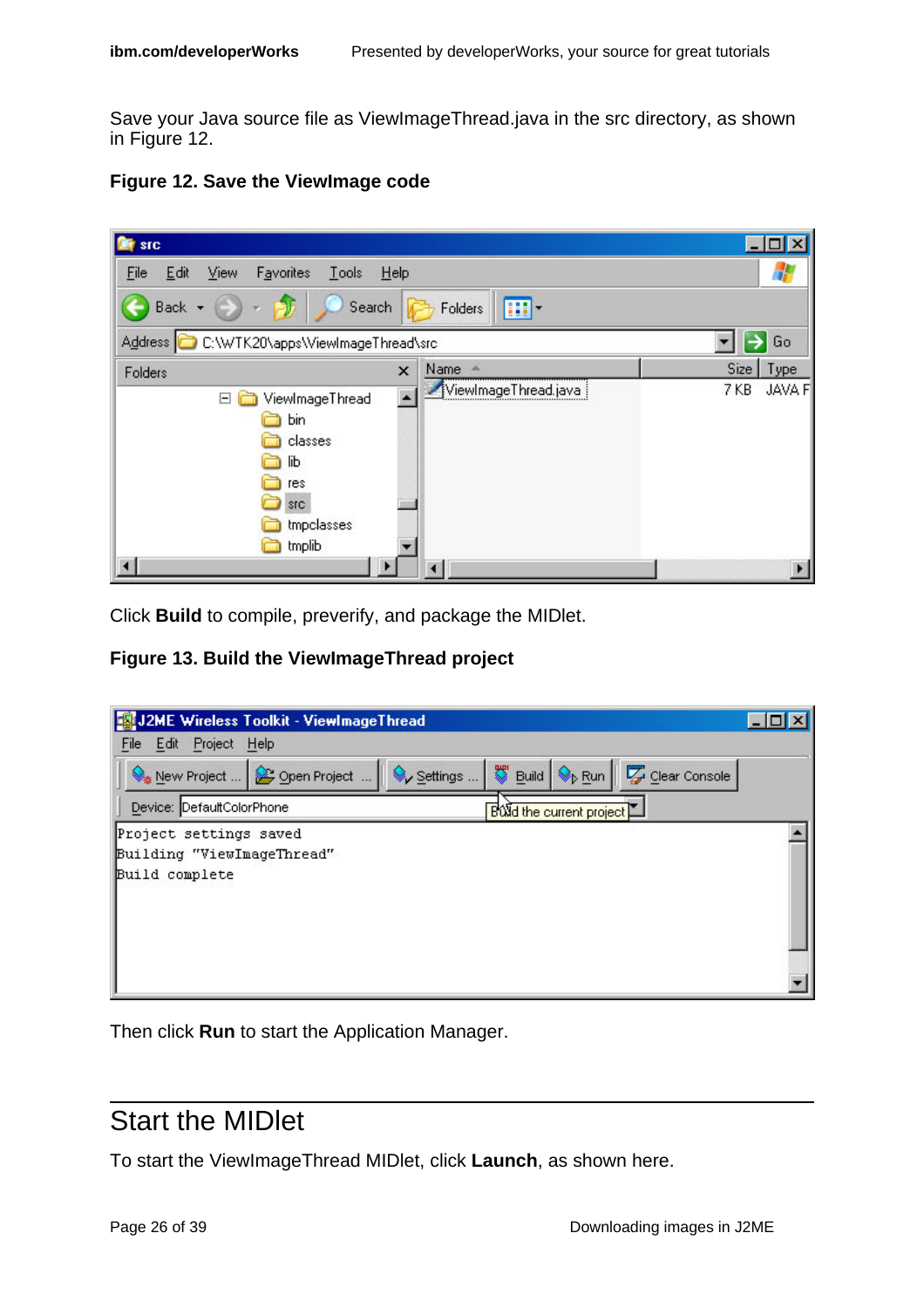Save your Java source file as ViewImageThread.java in the src directory, as shown in Figure 12.

**Figure 12. Save the ViewImage code**

Click **Build** to compile, preverify, and package the MIDlet.

**Figure 13. Build the ViewImageThread project**

Then click **Run** to start the Application Manager.

## Start the MIDlet

To start the ViewImageThread MIDlet, click **Launch**, as shown here.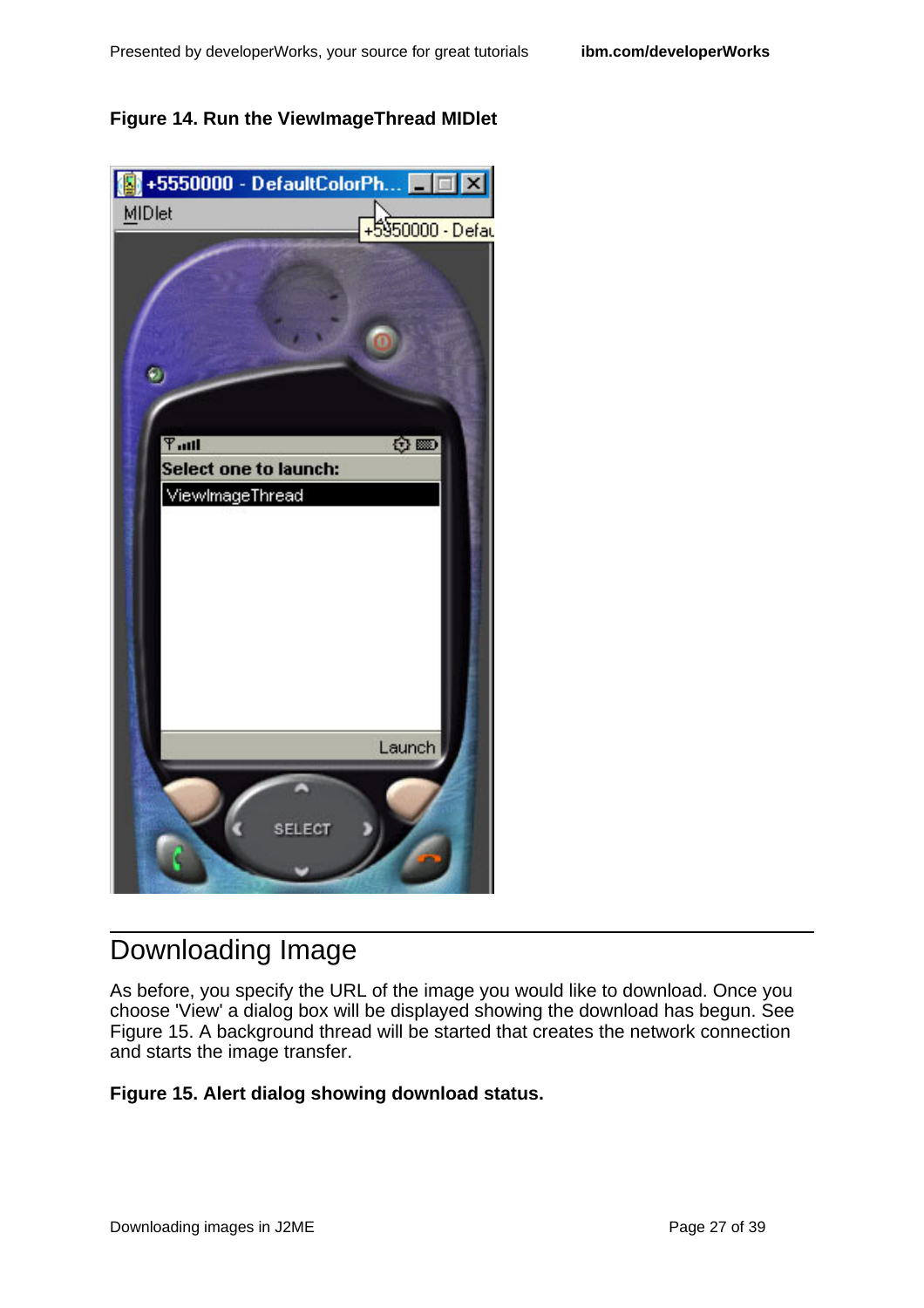**Figure 14. Run the ViewImageThread MIDlet**

## Downloading Image

As before, you specify the URL of the image you would like to download. Once you choose 'View' a dialog box will be displayed showing the download has begun. See Figure 15. A background thread will be started that creates the network connection and starts the image transfer.

**Figure 15. Alert dialog showing download status.**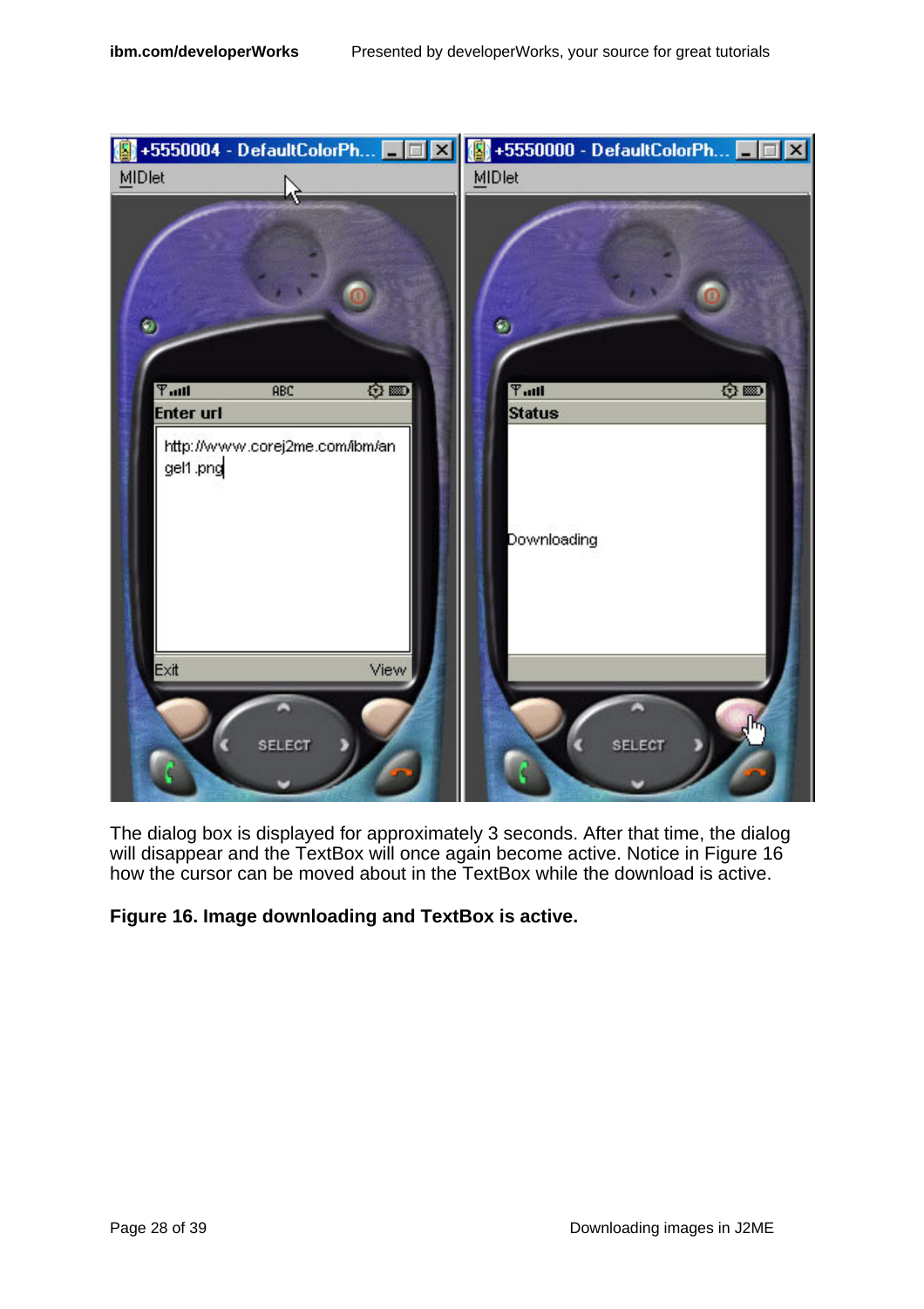The dialog box is displayed for approximately 3 seconds. After that time, the dialog will disappear and the TextBox will once again become active. Notice in Figure 16 how the cursor can be moved about in the TextBox while the download is active.

**Figure 16. Image downloading and TextBox is active.**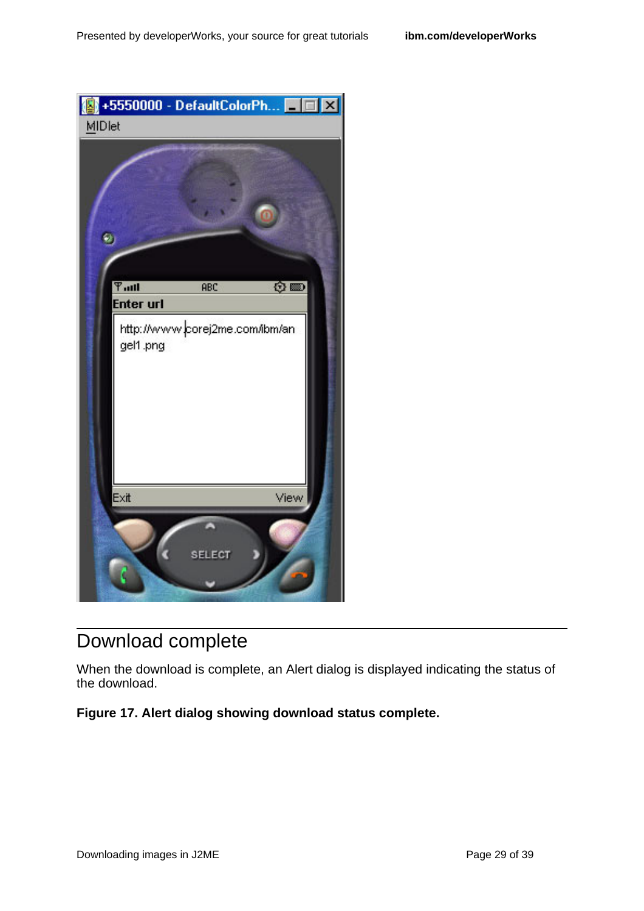## Download complete

When the download is complete, an Alert dialog is displayed indicating the status of the download.

**Figure 17. Alert dialog showing download status complete.**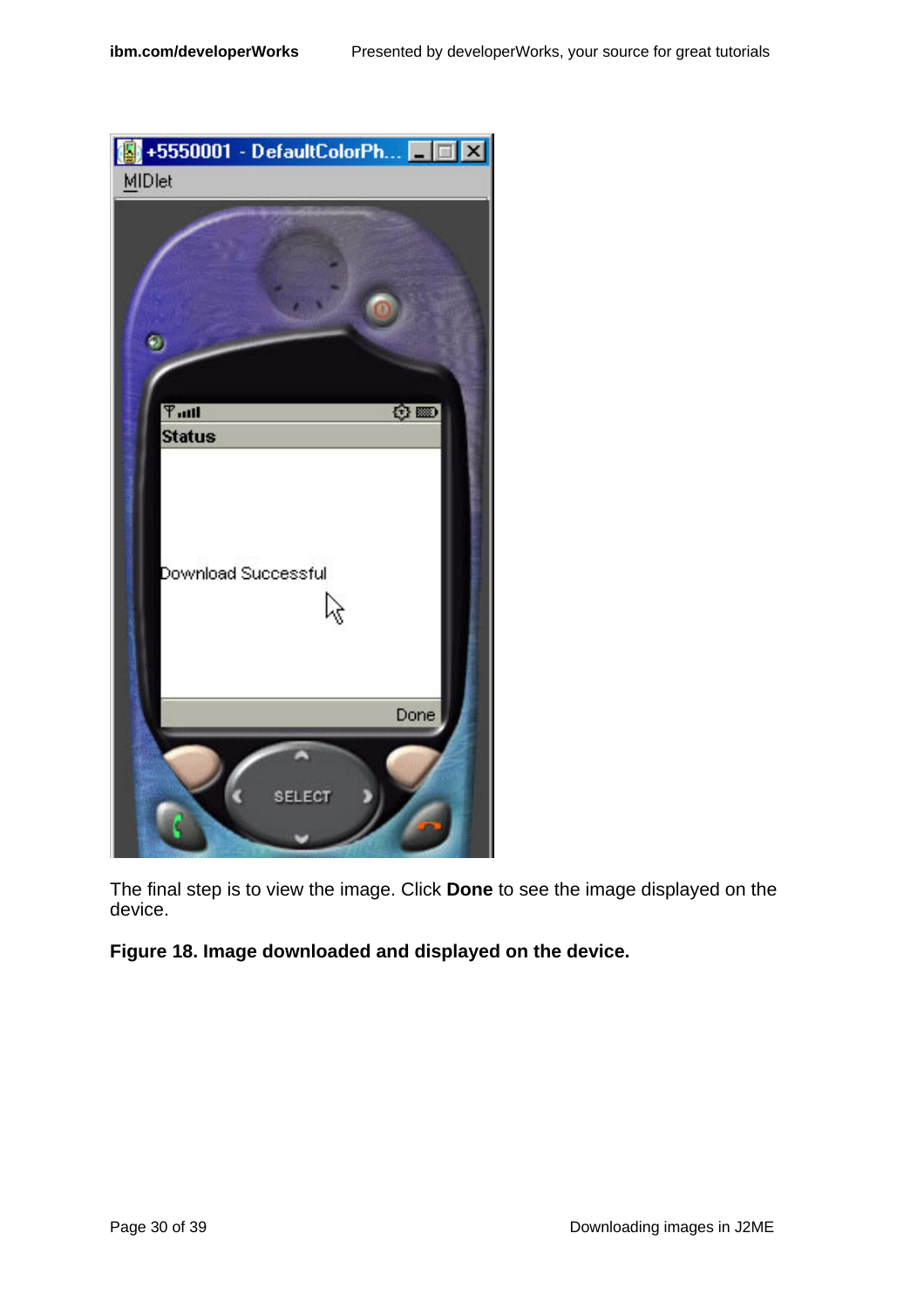The final step is to view the image. Click **Done** to see the image displayed on the device.

**Figure 18. Image downloaded and displayed on the device.**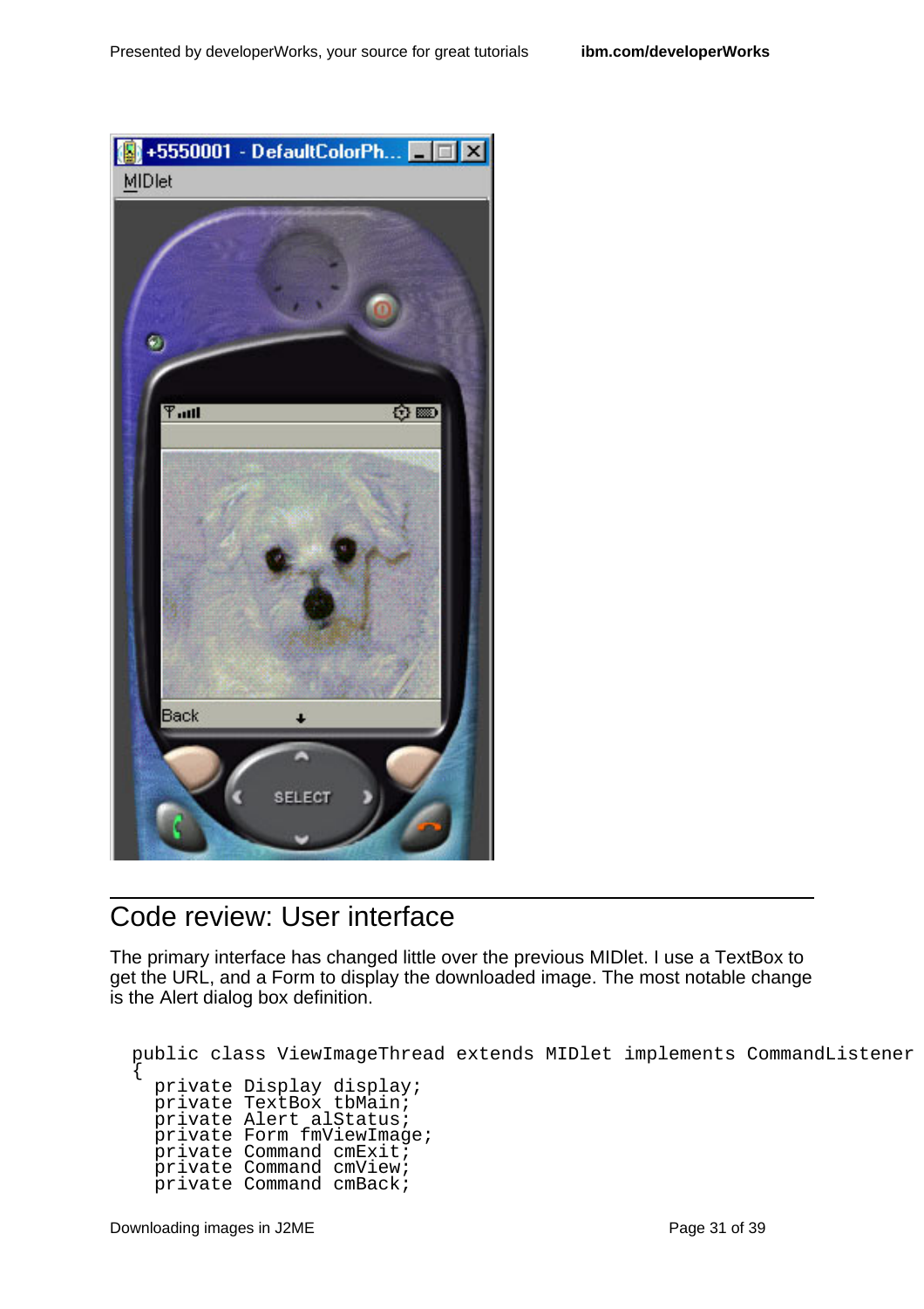## Code review: User interface

The primary interface has changed little over the previous MIDlet. I use a TextBox to get the URL, and a Form to display the downloaded image. The most notable change is the Alert dialog box definition.

```
public class ViewImageThread extends MIDlet implements CommandListener
{
  private Display display;
  private TextBox tbMain;
  private Alert alStatus;
  private Form fmViewImage;
  private Command cmExit;
  private Command cmView;
  private Command cmBack;
```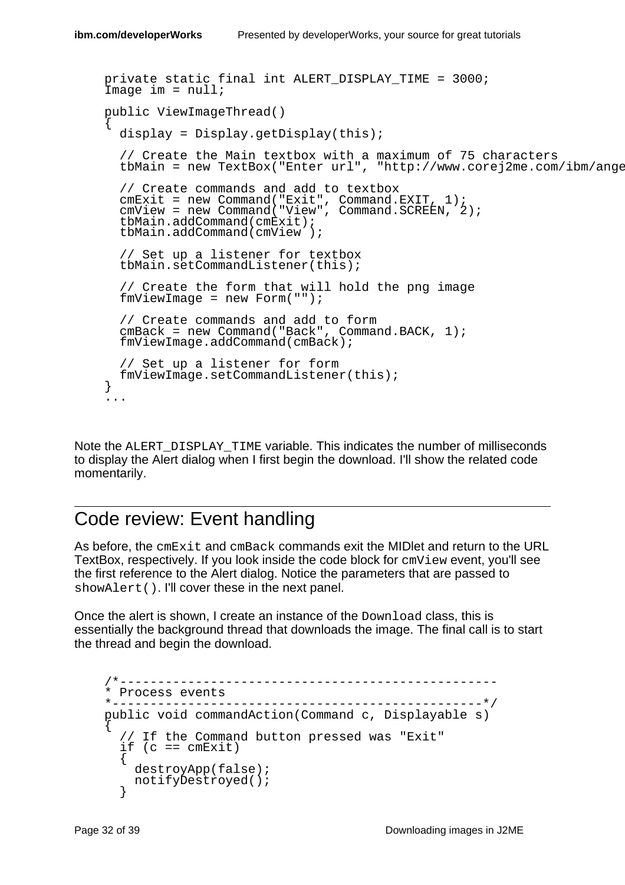```
private static final int ALERT_DISPLAY_TIME = 3000;
Image im = null;

public ViewImageThread()
{
  display = Display.getDisplay(this);

  // Create the Main textbox with a maximum of 75 characters
  tbMain = new TextBox("Enter url", "http://www.corej2me.com/ibm/ange

  // Create commands and add to textbox
  cmExit = new Command("Exit", Command.EXIT, 1);
  cmView = new Command("View", Command.SCREEN, 2);
  tbMain.addCommand(cmExit);
  tbMain.addCommand(cmView );

  // Set up a listener for textbox
  tbMain.setCommandListener(this);

  // Create the form that will hold the png image
  fmViewImage = new Form("");

  // Create commands and add to form
  cmBack = new Command("Back", Command.BACK, 1);
  fmViewImage.addCommand(cmBack);

  // Set up a listener for form
  fmViewImage.setCommandListener(this);
}
...
```

Note the `ALERT_DISPLAY_TIME` variable. This indicates the number of milliseconds to display the Alert dialog when I first begin the download. I'll show the related code momentarily.

## Code review: Event handling

As before, the `cmExit` and `cmBack` commands exit the MIDlet and return to the URL TextBox, respectively. If you look inside the code block for `cmView` event, you'll see the first reference to the Alert dialog. Notice the parameters that are passed to `showAlert()`. I'll cover these in the next panel.

Once the alert is shown, I create an instance of the `Download` class, this is essentially the background thread that downloads the image. The final call is to start the thread and begin the download.

```
/*--------------------------------------------------
* Process events
*-------------------------------------------------*/
public void commandAction(Command c, Displayable s)
{
  // If the Command button pressed was "Exit"
  if (c == cmExit)
  {
    destroyApp(false);
    notifyDestroyed();
  }
```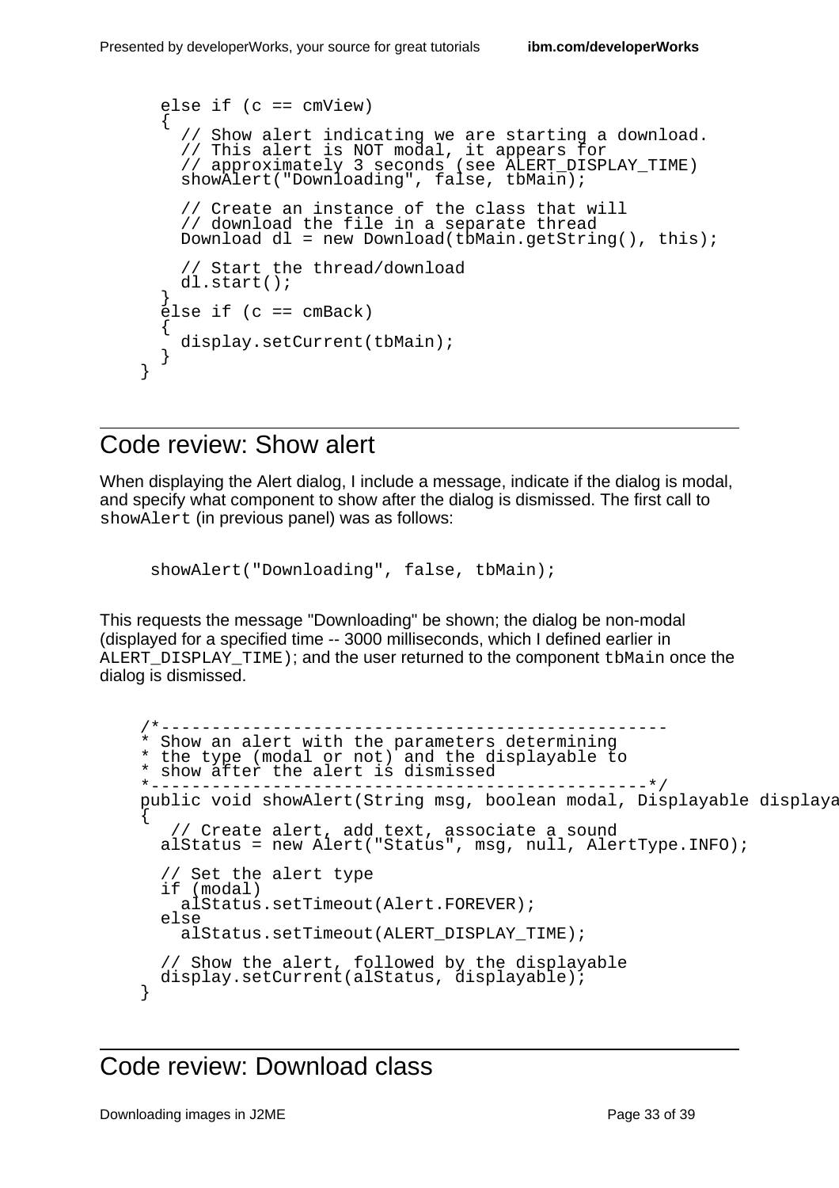```
    else if (c == cmView)
    {
      // Show alert indicating we are starting a download.
      // This alert is NOT modal, it appears for
      // approximately 3 seconds (see ALERT_DISPLAY_TIME)
      showAlert("Downloading", false, tbMain);

      // Create an instance of the class that will
      // download the file in a separate thread
      Download dl = new Download(tbMain.getString(), this);

      // Start the thread/download
      dl.start();
    }
    else if (c == cmBack)
    {
      display.setCurrent(tbMain);
    }
  }
```

## Code review: Show alert

When displaying the Alert dialog, I include a message, indicate if the dialog is modal, and specify what component to show after the dialog is dismissed. The first call to `showAlert` (in previous panel) was as follows:

```
showAlert("Downloading", false, tbMain);
```

This requests the message "Downloading" be shown; the dialog be non-modal (displayed for a specified time -- 3000 milliseconds, which I defined earlier in `ALERT_DISPLAY_TIME`); and the user returned to the component `tbMain` once the dialog is dismissed.

```
  /*--------------------------------------------------
  * Show an alert with the parameters determining
  * the type (modal or not) and the displayable to
  * show after the alert is dismissed
  *-------------------------------------------------*/
  public void showAlert(String msg, boolean modal, Displayable displaya
  {
     // Create alert, add text, associate a sound
    alStatus = new Alert("Status", msg, null, AlertType.INFO);

    // Set the alert type
    if (modal)
      alStatus.setTimeout(Alert.FOREVER);
    else
      alStatus.setTimeout(ALERT_DISPLAY_TIME);

    // Show the alert, followed by the displayable
    display.setCurrent(alStatus, displayable);
  }
```

## Code review: Download class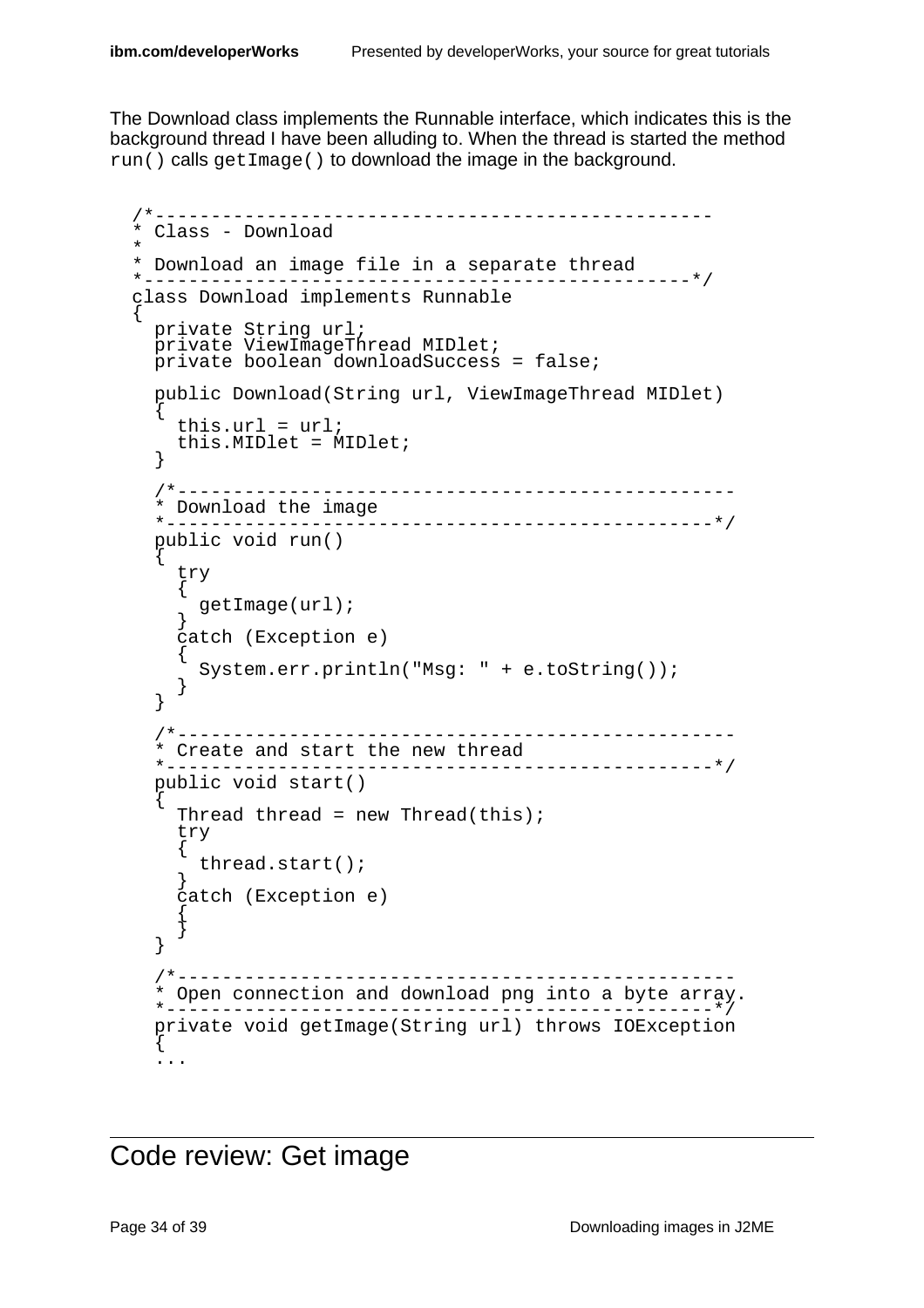The Download class implements the Runnable interface, which indicates this is the background thread I have been alluding to. When the thread is started the method `run()` calls `getImage()` to download the image in the background.

```
/*--------------------------------------------------
* Class - Download
*
* Download an image file in a separate thread
*-------------------------------------------------*/
class Download implements Runnable
{
  private String url;
  private ViewImageThread MIDlet;
  private boolean downloadSuccess = false;

  public Download(String url, ViewImageThread MIDlet)
  {
    this.url = url;
    this.MIDlet = MIDlet;
  }

  /*--------------------------------------------------
  * Download the image
  *-------------------------------------------------*/
  public void run()
  {
    try
    {
      getImage(url);
    }
    catch (Exception e)
    {
      System.err.println("Msg: " + e.toString());
    }
  }

  /*--------------------------------------------------
  * Create and start the new thread
  *-------------------------------------------------*/
  public void start()
  {
    Thread thread = new Thread(this);
    try
    {
      thread.start();
    }
    catch (Exception e)
    {
    }
  }

  /*--------------------------------------------------
  * Open connection and download png into a byte array.
  *-------------------------------------------------*/
  private void getImage(String url) throws IOException
  {
  ...
```

## Code review: Get image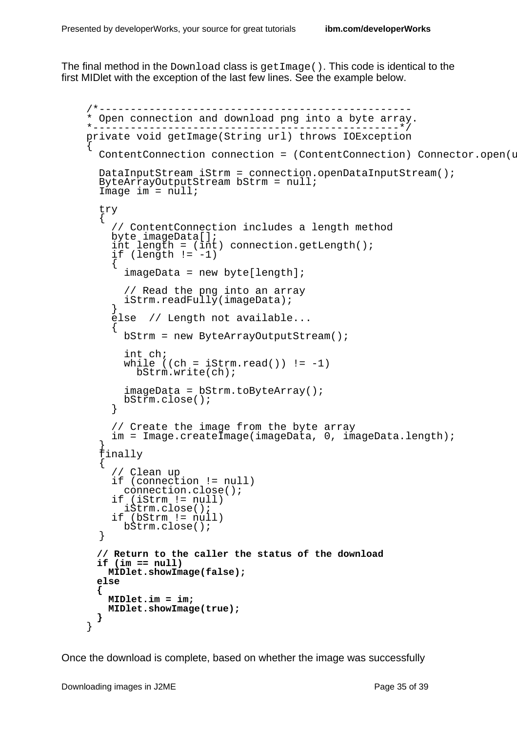The final method in the `Download` class is `getImage()`. This code is identical to the first MIDlet with the exception of the last few lines. See the example below.

```
/*--------------------------------------------------
* Open connection and download png into a byte array.
*-------------------------------------------------*/
private void getImage(String url) throws IOException
{
  ContentConnection connection = (ContentConnection) Connector.open(u

  DataInputStream iStrm = connection.openDataInputStream();
  ByteArrayOutputStream bStrm = null;
  Image im = null;

  try
  {
    // ContentConnection includes a length method
    byte imageData[];
    int length = (int) connection.getLength();
    if (length != -1)
    {
      imageData = new byte[length];

      // Read the png into an array
      iStrm.readFully(imageData);
    }
    else  // Length not available...
    {
      bStrm = new ByteArrayOutputStream();

      int ch;
      while ((ch = iStrm.read()) != -1)
        bStrm.write(ch);

      imageData = bStrm.toByteArray();
      bStrm.close();
    }

    // Create the image from the byte array
    im = Image.createImage(imageData, 0, imageData.length);
  }
  finally
  {
    // Clean up
    if (connection != null)
      connection.close();
    if (iStrm != null)
      iStrm.close();
    if (bStrm != null)
      bStrm.close();
  }

  // Return to the caller the status of the download
  if (im == null)
    MIDlet.showImage(false);
  else
  {
    MIDlet.im = im;
    MIDlet.showImage(true);
  }
}
```

Once the download is complete, based on whether the image was successfully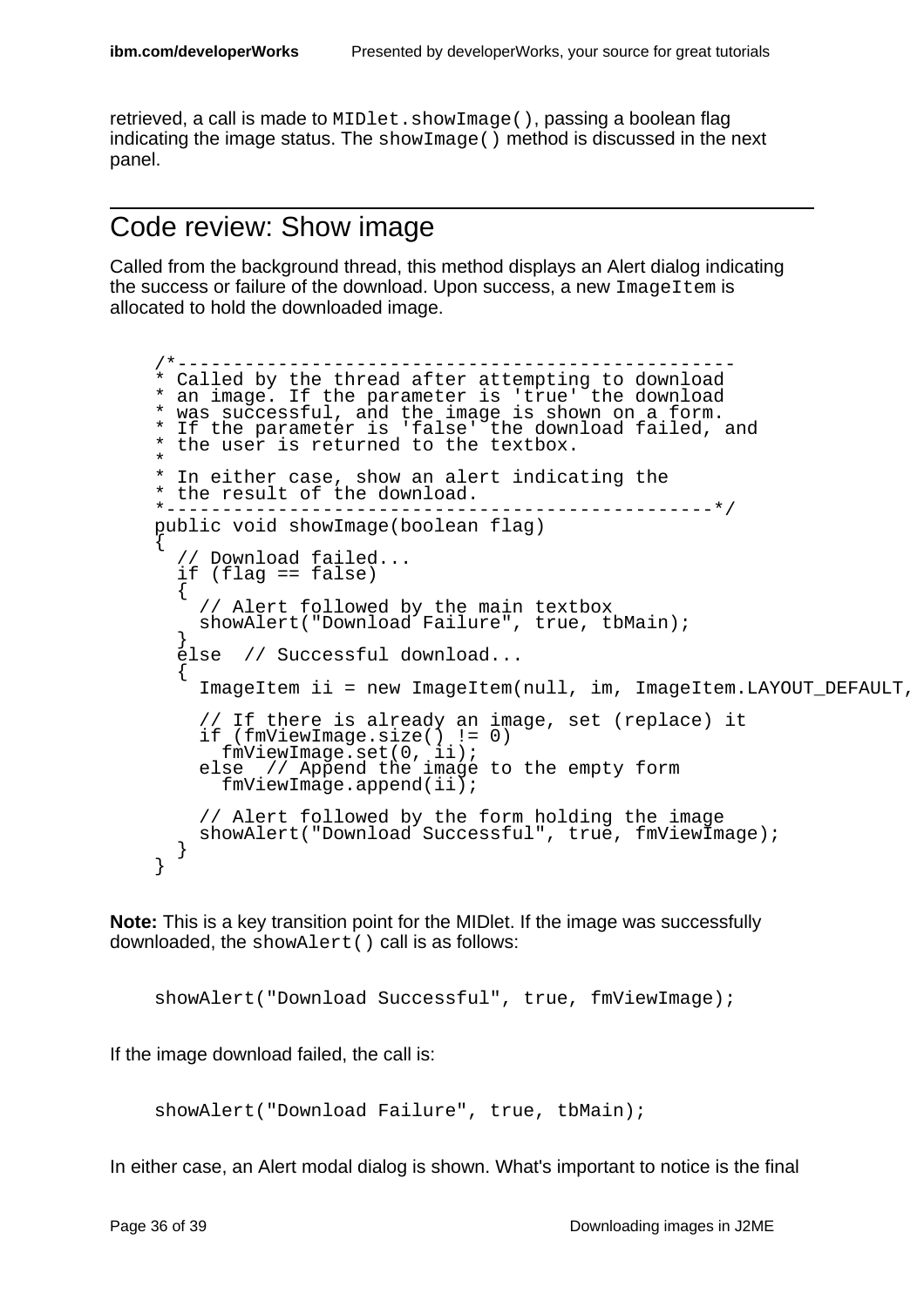retrieved, a call is made to `MIDlet.showImage()`, passing a boolean flag indicating the image status. The `showImage()` method is discussed in the next panel.

## Code review: Show image

Called from the background thread, this method displays an Alert dialog indicating the success or failure of the download. Upon success, a new `ImageItem` is allocated to hold the downloaded image.

```
/*--------------------------------------------------
* Called by the thread after attempting to download
* an image. If the parameter is 'true' the download
* was successful, and the image is shown on a form.
* If the parameter is 'false' the download failed, and
* the user is returned to the textbox.
*
* In either case, show an alert indicating the
* the result of the download.
*-------------------------------------------------*/
public void showImage(boolean flag)
{
  // Download failed...
  if (flag == false)
  {
    // Alert followed by the main textbox
    showAlert("Download Failure", true, tbMain);
  }
  else  // Successful download...
  {
    ImageItem ii = new ImageItem(null, im, ImageItem.LAYOUT_DEFAULT,

    // If there is already an image, set (replace) it
    if (fmViewImage.size() != 0)
      fmViewImage.set(0, ii);
    else  // Append the image to the empty form
      fmViewImage.append(ii);

    // Alert followed by the form holding the image
    showAlert("Download Successful", true, fmViewImage);
  }
}
```

**Note:** This is a key transition point for the MIDlet. If the image was successfully downloaded, the `showAlert()` call is as follows:

```
showAlert("Download Successful", true, fmViewImage);
```

If the image download failed, the call is:

```
showAlert("Download Failure", true, tbMain);
```

In either case, an Alert modal dialog is shown. What's important to notice is the final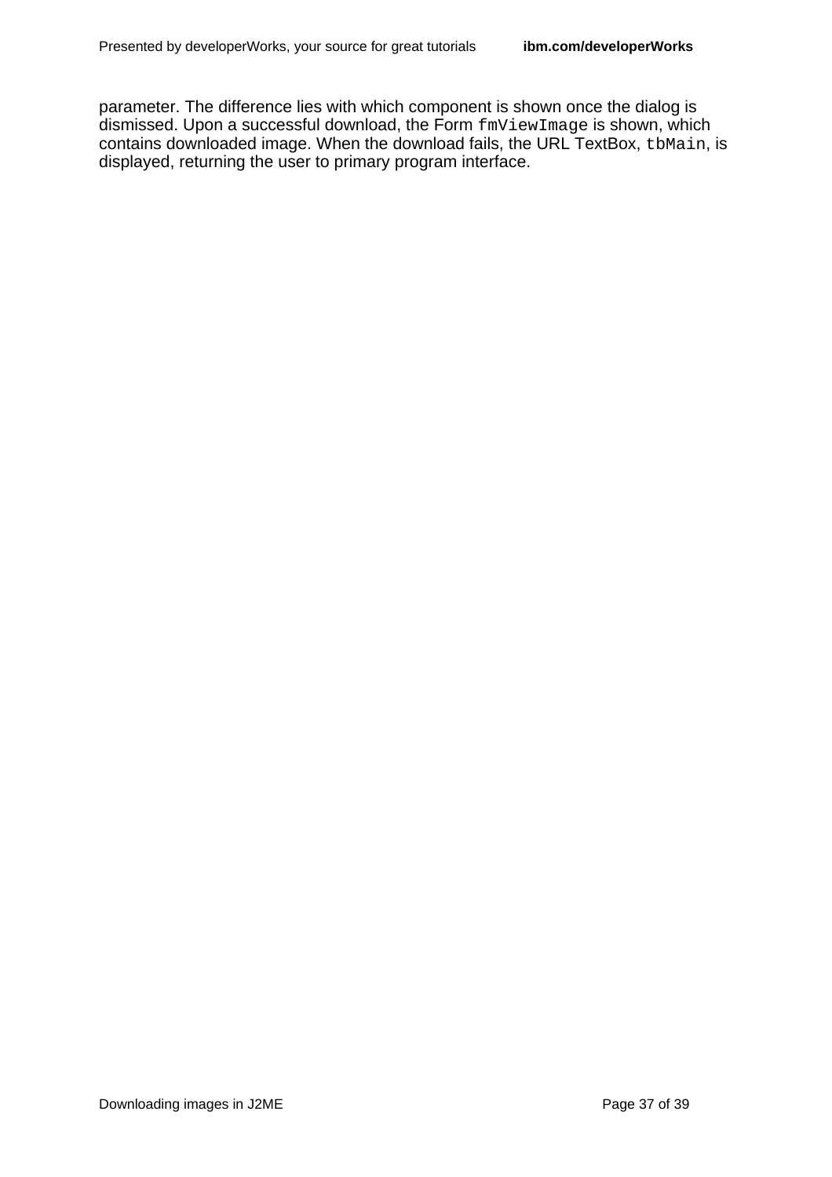parameter. The difference lies with which component is shown once the dialog is dismissed. Upon a successful download, the Form `fmViewImage` is shown, which contains downloaded image. When the download fails, the URL `TextBox`, `tbMain`, is displayed, returning the user to primary program interface.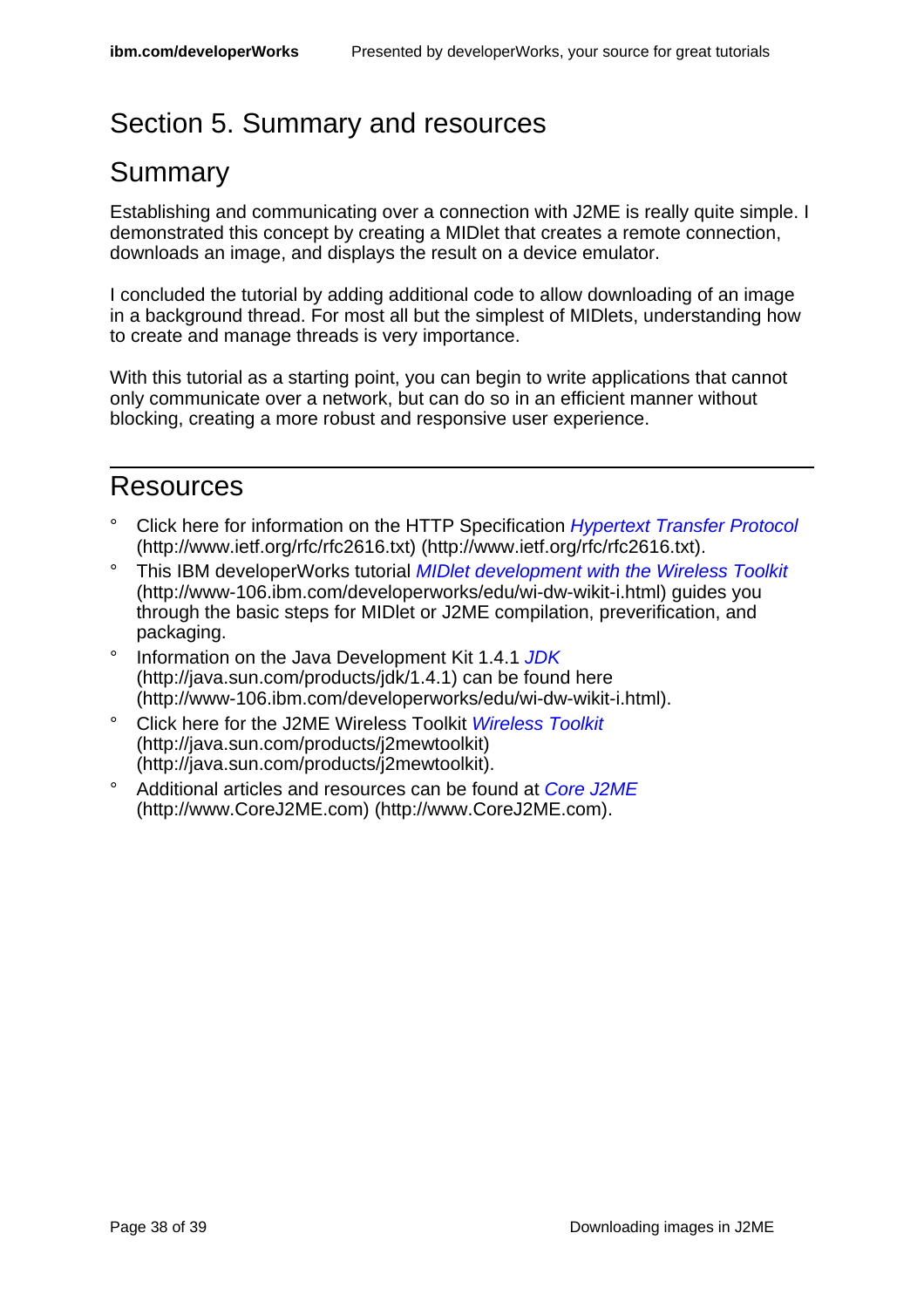# Section 5. Summary and resources

## Summary

Establishing and communicating over a connection with J2ME is really quite simple. I demonstrated this concept by creating a MIDlet that creates a remote connection, downloads an image, and displays the result on a device emulator.

I concluded the tutorial by adding additional code to allow downloading of an image in a background thread. For most all but the simplest of MIDlets, understanding how to create and manage threads is very importance.

With this tutorial as a starting point, you can begin to write applications that cannot only communicate over a network, but can do so in an efficient manner without blocking, creating a more robust and responsive user experience.

## Resources

- Click here for information on the HTTP Specification *Hypertext Transfer Protocol* (http://www.ietf.org/rfc/rfc2616.txt) (http://www.ietf.org/rfc/rfc2616.txt).
- This IBM developerWorks tutorial *MIDlet development with the Wireless Toolkit* (http://www-106.ibm.com/developerworks/edu/wi-dw-wikit-i.html) guides you through the basic steps for MIDlet or J2ME compilation, preverification, and packaging.
- Information on the Java Development Kit 1.4.1 *JDK* (http://java.sun.com/products/jdk/1.4.1) can be found here (http://www-106.ibm.com/developerworks/edu/wi-dw-wikit-i.html).
- Click here for the J2ME Wireless Toolkit *Wireless Toolkit* (http://java.sun.com/products/j2mewtoolkit) (http://java.sun.com/products/j2mewtoolkit).
- Additional articles and resources can be found at *Core J2ME* (http://www.CoreJ2ME.com) (http://www.CoreJ2ME.com).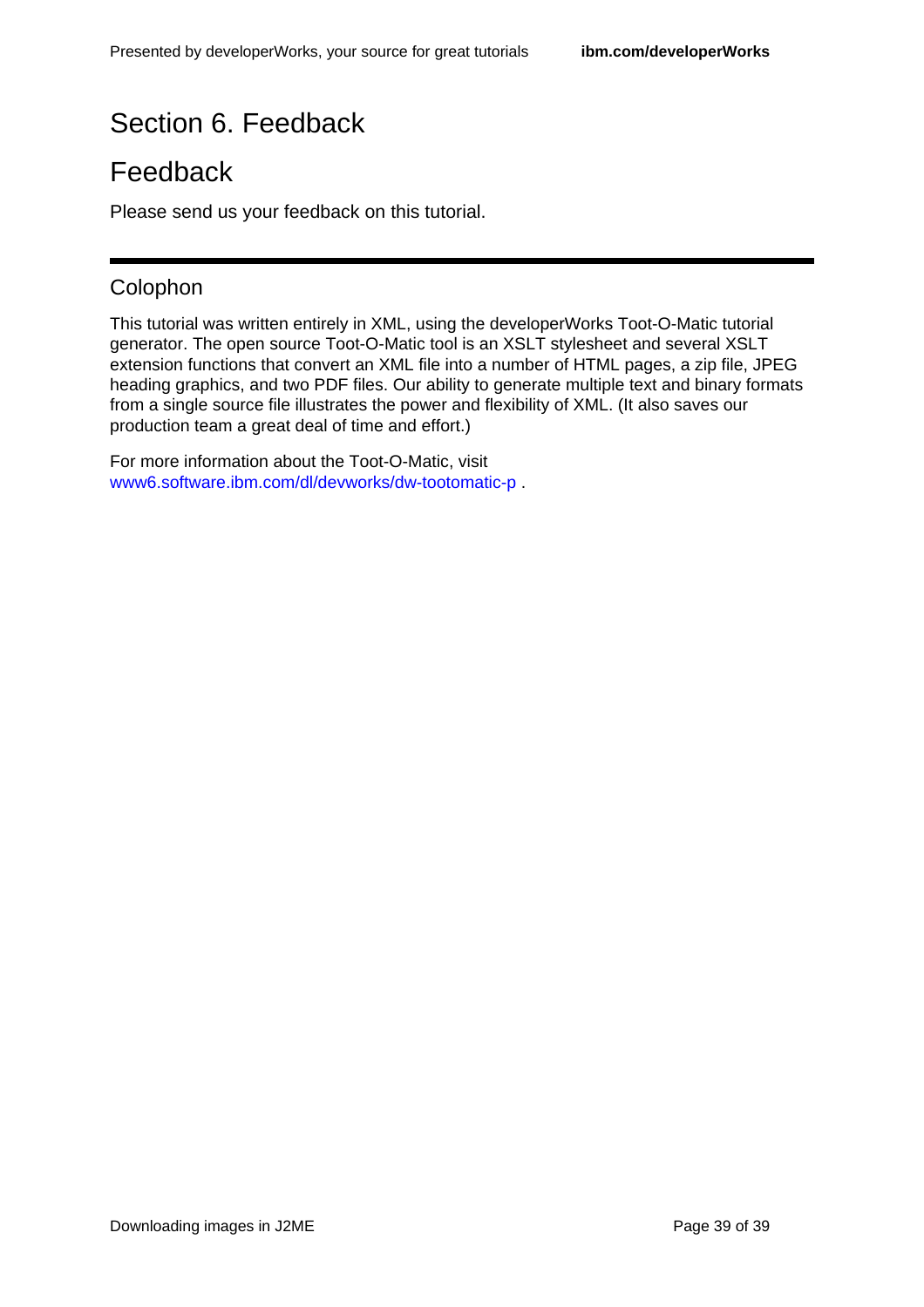# Section 6. Feedback

## Feedback

Please send us your feedback on this tutorial.

---

### Colophon

This tutorial was written entirely in XML, using the developerWorks Toot-O-Matic tutorial generator. The open source Toot-O-Matic tool is an XSLT stylesheet and several XSLT extension functions that convert an XML file into a number of HTML pages, a zip file, JPEG heading graphics, and two PDF files. Our ability to generate multiple text and binary formats from a single source file illustrates the power and flexibility of XML. (It also saves our production team a great deal of time and effort.)

For more information about the Toot-O-Matic, visit www6.software.ibm.com/dl/devworks/dw-tootomatic-p .